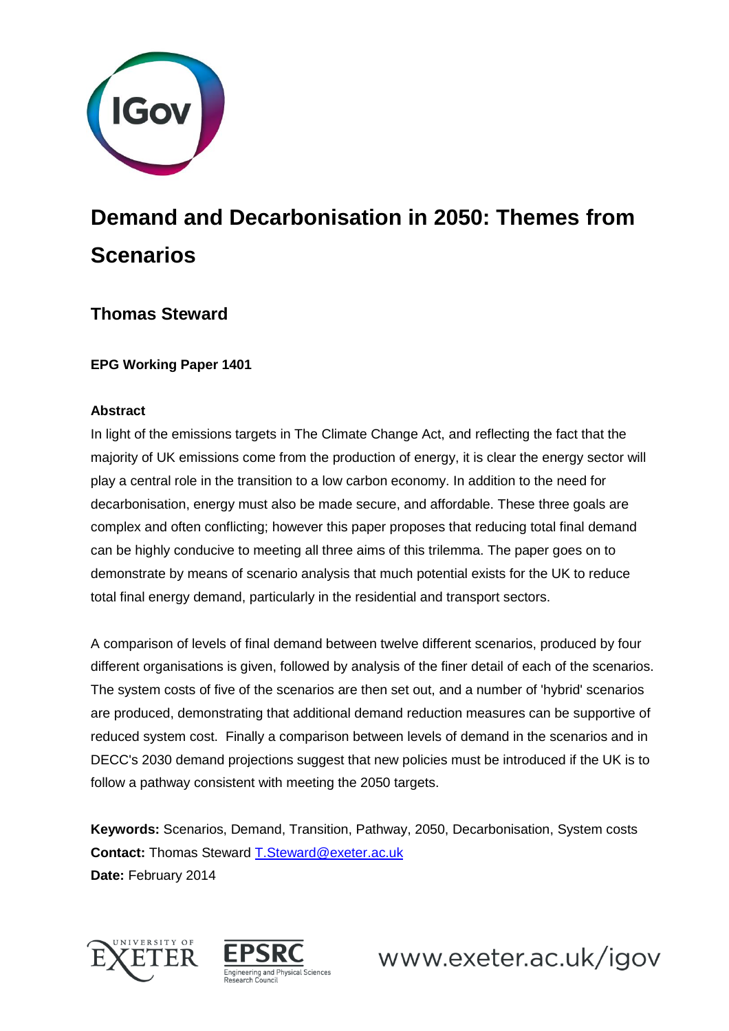# Demand and Decarbonisation in 2050: Themes from Scenarios

## Thomas Steward

**EPG Working Paper 1401**

**Abstract**

In light of the emissions targets in The Climate Change Act, and reflecting the fact that the majority of UK emissions come from the production of energy, it is clear the energy sector will play a central role in the transition to a low carbon economy. In addition to the need for decarbonisation, energy must also be made secure, and affordable. These three goals are complex and often conflicting; however this paper proposes that reducing total final demand can be highly conducive to meeting all three aims of this trilemma. The paper goes on to demonstrate by means of scenario analysis that much potential exists for the UK to reduce total final energy demand, particularly in the residential and transport sectors.

A comparison of levels of final demand between twelve different scenarios, produced by four different organisations is given, followed by analysis of the finer detail of each of the scenarios. The system costs of five of the scenarios are then set out, and a number of 'hybrid' scenarios are produced, demonstrating that additional demand reduction measures can be supportive of reduced system cost. Finally a comparison between levels of demand in the scenarios and in DECC's 2030 demand projections suggest that new policies must be introduced if the UK is to follow a pathway consistent with meeting the 2050 targets.

**Keywords:** Scenarios, Demand, Transition, Pathway, 2050, Decarbonisation, System costs
**Contact:** Thomas Steward T.Steward@exeter.ac.uk
**Date:** February 2014

www.exeter.ac.uk/igov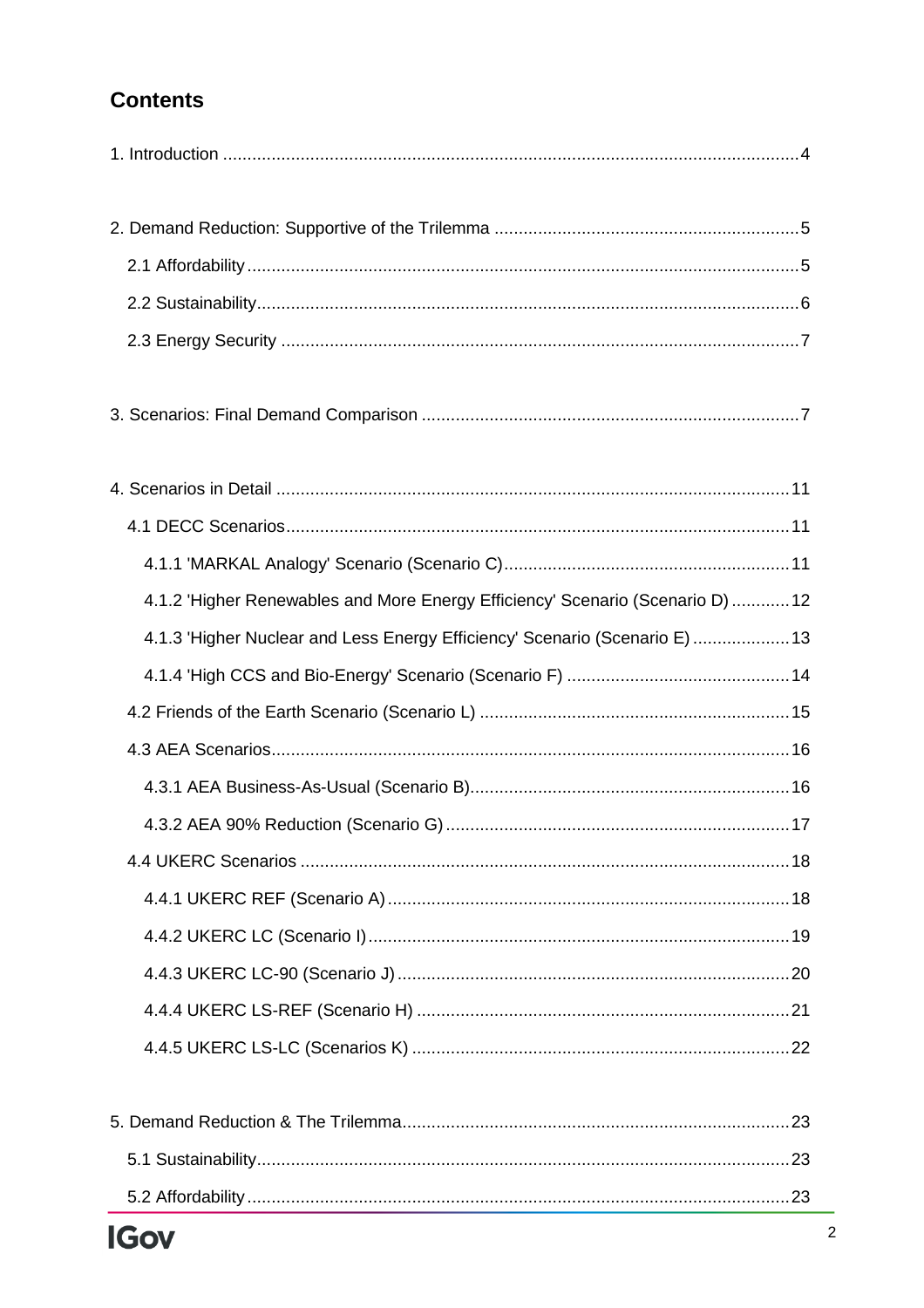## Contents

1. Introduction ....................................................................................................................4

2. Demand Reduction: Supportive of the Trilemma ..............................................................5

2.1 Affordability ...................................................................................................................5

2.2 Sustainability .................................................................................................................6

2.3 Energy Security .............................................................................................................7

3. Scenarios: Final Demand Comparison ............................................................................7

4. Scenarios in Detail ..........................................................................................................11

4.1 DECC Scenarios ...........................................................................................................11

4.1.1 'MARKAL Analogy' Scenario (Scenario C) ...............................................................11

4.1.2 'Higher Renewables and More Energy Efficiency' Scenario (Scenario D) ...............12

4.1.3 'Higher Nuclear and Less Energy Efficiency' Scenario (Scenario E) ........................13

4.1.4 'High CCS and Bio-Energy' Scenario (Scenario F) ..................................................14

4.2 Friends of the Earth Scenario (Scenario L) ..................................................................15

4.3 AEA Scenarios ..............................................................................................................16

4.3.1 AEA Business-As-Usual (Scenario B) .......................................................................16

4.3.2 AEA 90% Reduction (Scenario G) ............................................................................17

4.4 UKERC Scenarios .........................................................................................................18

4.4.1 UKERC REF (Scenario A) ........................................................................................18

4.4.2 UKERC LC (Scenario I) ............................................................................................19

4.4.3 UKERC LC-90 (Scenario J) ......................................................................................20

4.4.4 UKERC LS-REF (Scenario H) ...................................................................................21

4.4.5 UKERC LS-LC (Scenarios K) ....................................................................................22

5. Demand Reduction & The Trilemma ...............................................................................23

5.1 Sustainability .................................................................................................................23

5.2 Affordability ...................................................................................................................23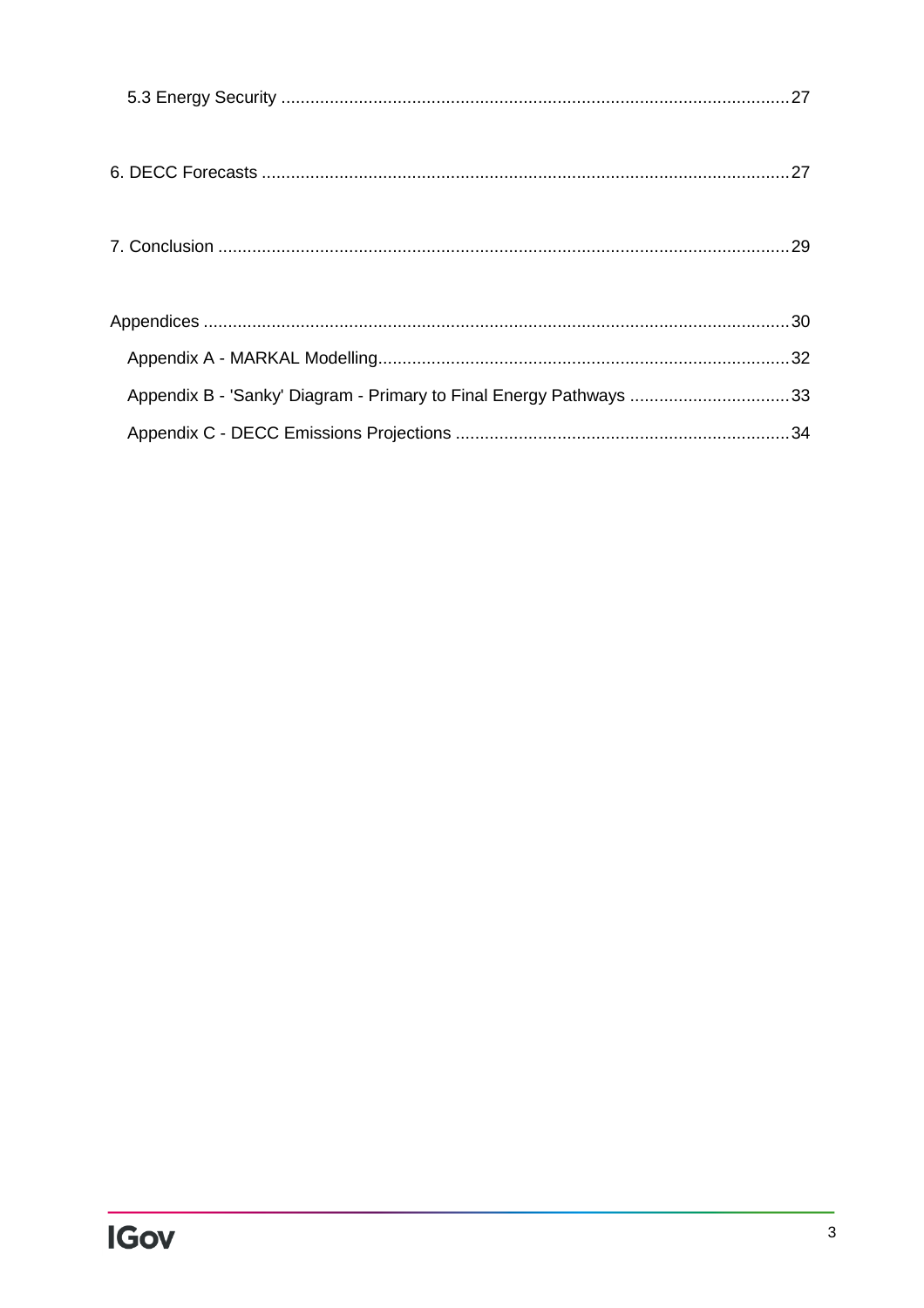5.3 Energy Security ........................................................................................................ 27

6. DECC Forecasts ............................................................................................................ 27

7. Conclusion ..................................................................................................................... 29

Appendices ........................................................................................................................ 30

Appendix A - MARKAL Modelling.................................................................................... 32

Appendix B - 'Sanky' Diagram - Primary to Final Energy Pathways ................................ 33

Appendix C - DECC Emissions Projections .................................................................... 34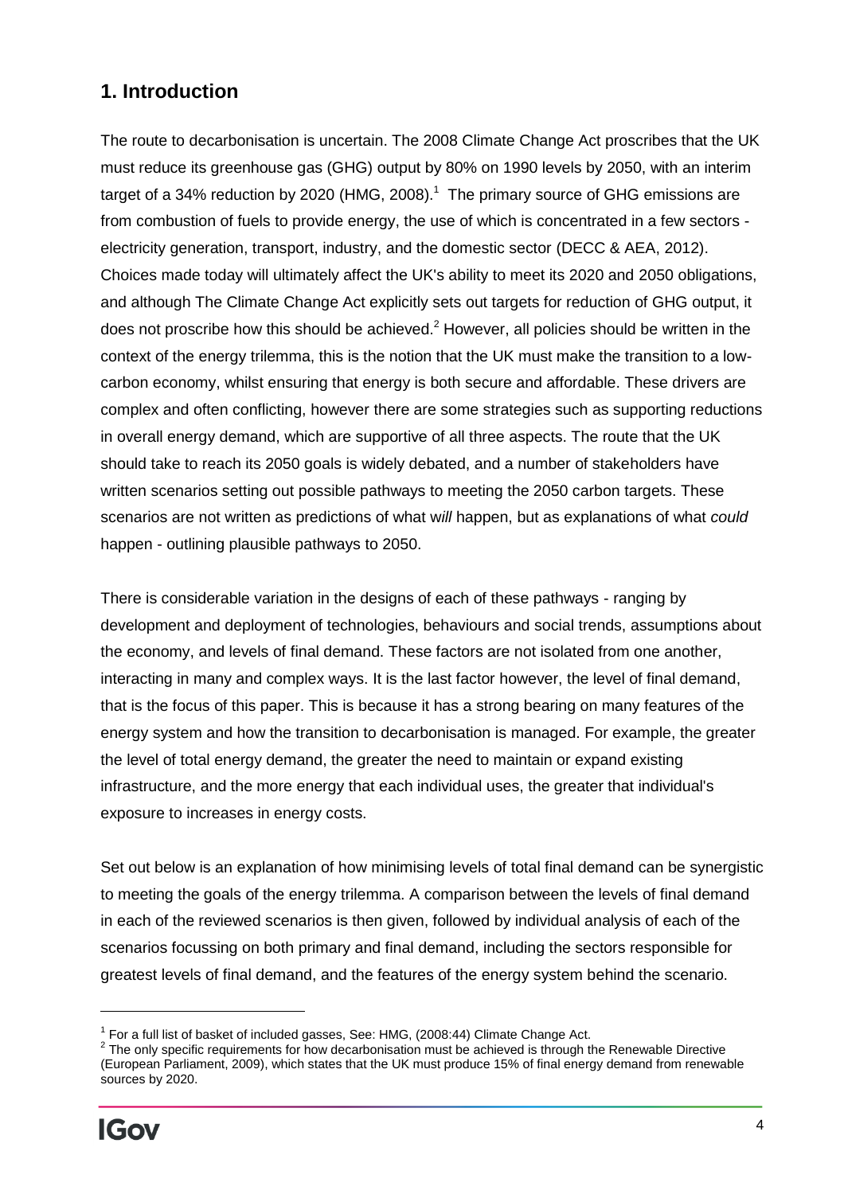## 1. Introduction

The route to decarbonisation is uncertain. The 2008 Climate Change Act proscribes that the UK must reduce its greenhouse gas (GHG) output by 80% on 1990 levels by 2050, with an interim target of a 34% reduction by 2020 (HMG, 2008).[1] The primary source of GHG emissions are from combustion of fuels to provide energy, the use of which is concentrated in a few sectors - electricity generation, transport, industry, and the domestic sector (DECC & AEA, 2012). Choices made today will ultimately affect the UK's ability to meet its 2020 and 2050 obligations, and although The Climate Change Act explicitly sets out targets for reduction of GHG output, it does not proscribe how this should be achieved.[2] However, all policies should be written in the context of the energy trilemma, this is the notion that the UK must make the transition to a low-carbon economy, whilst ensuring that energy is both secure and affordable. These drivers are complex and often conflicting, however there are some strategies such as supporting reductions in overall energy demand, which are supportive of all three aspects. The route that the UK should take to reach its 2050 goals is widely debated, and a number of stakeholders have written scenarios setting out possible pathways to meeting the 2050 carbon targets. These scenarios are not written as predictions of what w*ill* happen, but as explanations of what *could* happen - outlining plausible pathways to 2050.

There is considerable variation in the designs of each of these pathways - ranging by development and deployment of technologies, behaviours and social trends, assumptions about the economy, and levels of final demand. These factors are not isolated from one another, interacting in many and complex ways. It is the last factor however, the level of final demand, that is the focus of this paper. This is because it has a strong bearing on many features of the energy system and how the transition to decarbonisation is managed. For example, the greater the level of total energy demand, the greater the need to maintain or expand existing infrastructure, and the more energy that each individual uses, the greater that individual's exposure to increases in energy costs.

Set out below is an explanation of how minimising levels of total final demand can be synergistic to meeting the goals of the energy trilemma. A comparison between the levels of final demand in each of the reviewed scenarios is then given, followed by individual analysis of each of the scenarios focussing on both primary and final demand, including the sectors responsible for greatest levels of final demand, and the features of the energy system behind the scenario.

---

[1] For a full list of basket of included gasses, See: HMG, (2008:44) Climate Change Act.

[2] The only specific requirements for how decarbonisation must be achieved is through the Renewable Directive (European Parliament, 2009), which states that the UK must produce 15% of final energy demand from renewable sources by 2020.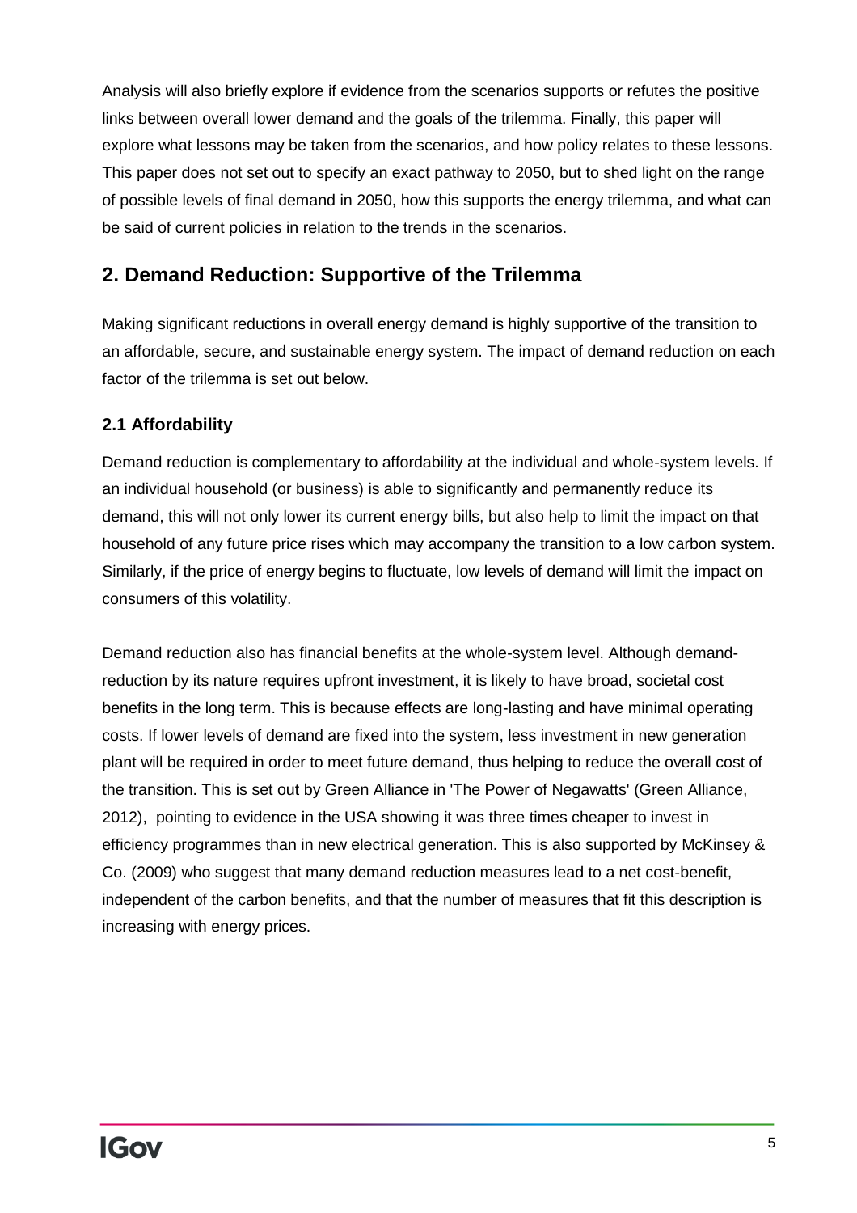Analysis will also briefly explore if evidence from the scenarios supports or refutes the positive links between overall lower demand and the goals of the trilemma. Finally, this paper will explore what lessons may be taken from the scenarios, and how policy relates to these lessons. This paper does not set out to specify an exact pathway to 2050, but to shed light on the range of possible levels of final demand in 2050, how this supports the energy trilemma, and what can be said of current policies in relation to the trends in the scenarios.

## 2. Demand Reduction: Supportive of the Trilemma

Making significant reductions in overall energy demand is highly supportive of the transition to an affordable, secure, and sustainable energy system. The impact of demand reduction on each factor of the trilemma is set out below.

### 2.1 Affordability

Demand reduction is complementary to affordability at the individual and whole-system levels. If an individual household (or business) is able to significantly and permanently reduce its demand, this will not only lower its current energy bills, but also help to limit the impact on that household of any future price rises which may accompany the transition to a low carbon system. Similarly, if the price of energy begins to fluctuate, low levels of demand will limit the impact on consumers of this volatility.

Demand reduction also has financial benefits at the whole-system level. Although demand-reduction by its nature requires upfront investment, it is likely to have broad, societal cost benefits in the long term. This is because effects are long-lasting and have minimal operating costs. If lower levels of demand are fixed into the system, less investment in new generation plant will be required in order to meet future demand, thus helping to reduce the overall cost of the transition. This is set out by Green Alliance in 'The Power of Negawatts' (Green Alliance, 2012), pointing to evidence in the USA showing it was three times cheaper to invest in efficiency programmes than in new electrical generation. This is also supported by McKinsey & Co. (2009) who suggest that many demand reduction measures lead to a net cost-benefit, independent of the carbon benefits, and that the number of measures that fit this description is increasing with energy prices.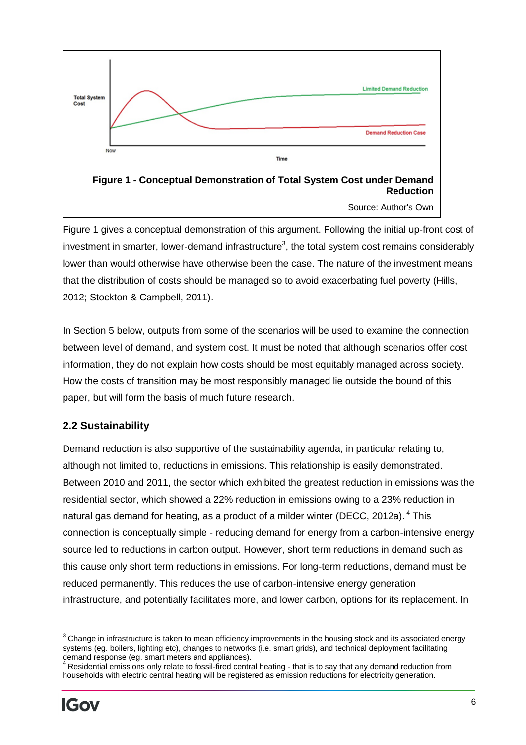**Figure 1 - Conceptual Demonstration of Total System Cost under Demand Reduction**

Source: Author's Own

Figure 1 gives a conceptual demonstration of this argument. Following the initial up-front cost of investment in smarter, lower-demand infrastructure[3], the total system cost remains considerably lower than would otherwise have otherwise been the case. The nature of the investment means that the distribution of costs should be managed so to avoid exacerbating fuel poverty (Hills, 2012; Stockton & Campbell, 2011).

In Section 5 below, outputs from some of the scenarios will be used to examine the connection between level of demand, and system cost. It must be noted that although scenarios offer cost information, they do not explain how costs should be most equitably managed across society. How the costs of transition may be most responsibly managed lie outside the bound of this paper, but will form the basis of much future research.

## 2.2 Sustainability

Demand reduction is also supportive of the sustainability agenda, in particular relating to, although not limited to, reductions in emissions. This relationship is easily demonstrated. Between 2010 and 2011, the sector which exhibited the greatest reduction in emissions was the residential sector, which showed a 22% reduction in emissions owing to a 23% reduction in natural gas demand for heating, as a product of a milder winter (DECC, 2012a). [4] This connection is conceptually simple - reducing demand for energy from a carbon-intensive energy source led to reductions in carbon output. However, short term reductions in demand such as this cause only short term reductions in emissions. For long-term reductions, demand must be reduced permanently. This reduces the use of carbon-intensive energy generation infrastructure, and potentially facilitates more, and lower carbon, options for its replacement. In

---

[3] Change in infrastructure is taken to mean efficiency improvements in the housing stock and its associated energy systems (eg. boilers, lighting etc), changes to networks (i.e. smart grids), and technical deployment facilitating demand response (eg. smart meters and appliances).

[4] Residential emissions only relate to fossil-fired central heating - that is to say that any demand reduction from households with electric central heating will be registered as emission reductions for electricity generation.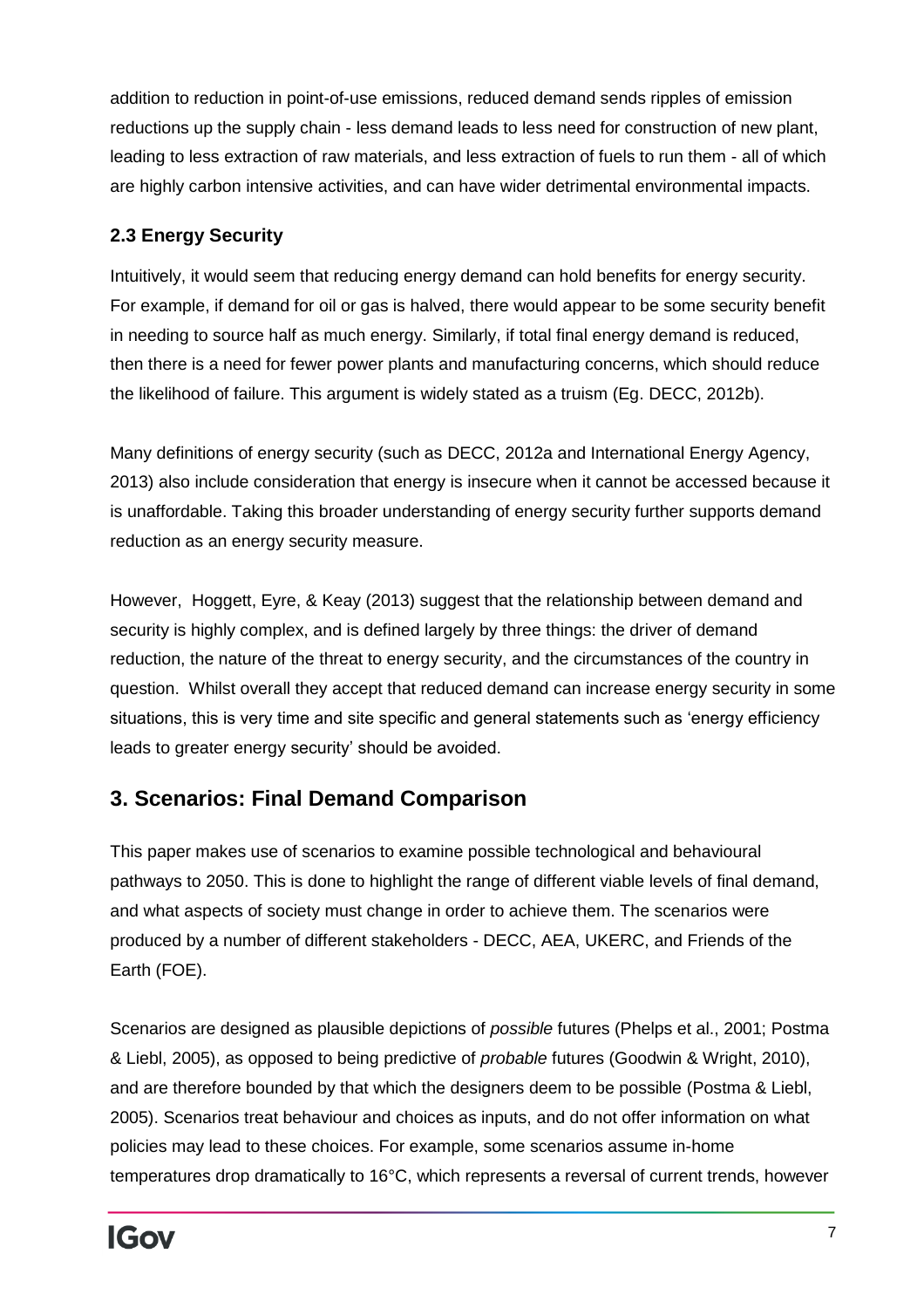addition to reduction in point-of-use emissions, reduced demand sends ripples of emission reductions up the supply chain - less demand leads to less need for construction of new plant, leading to less extraction of raw materials, and less extraction of fuels to run them - all of which are highly carbon intensive activities, and can have wider detrimental environmental impacts.

### 2.3 Energy Security

Intuitively, it would seem that reducing energy demand can hold benefits for energy security. For example, if demand for oil or gas is halved, there would appear to be some security benefit in needing to source half as much energy. Similarly, if total final energy demand is reduced, then there is a need for fewer power plants and manufacturing concerns, which should reduce the likelihood of failure. This argument is widely stated as a truism (Eg. DECC, 2012b).

Many definitions of energy security (such as DECC, 2012a and International Energy Agency, 2013) also include consideration that energy is insecure when it cannot be accessed because it is unaffordable. Taking this broader understanding of energy security further supports demand reduction as an energy security measure.

However, Hoggett, Eyre, & Keay (2013) suggest that the relationship between demand and security is highly complex, and is defined largely by three things: the driver of demand reduction, the nature of the threat to energy security, and the circumstances of the country in question. Whilst overall they accept that reduced demand can increase energy security in some situations, this is very time and site specific and general statements such as 'energy efficiency leads to greater energy security' should be avoided.

## 3. Scenarios: Final Demand Comparison

This paper makes use of scenarios to examine possible technological and behavioural pathways to 2050. This is done to highlight the range of different viable levels of final demand, and what aspects of society must change in order to achieve them. The scenarios were produced by a number of different stakeholders - DECC, AEA, UKERC, and Friends of the Earth (FOE).

Scenarios are designed as plausible depictions of *possible* futures (Phelps et al., 2001; Postma & Liebl, 2005), as opposed to being predictive of *probable* futures (Goodwin & Wright, 2010), and are therefore bounded by that which the designers deem to be possible (Postma & Liebl, 2005). Scenarios treat behaviour and choices as inputs, and do not offer information on what policies may lead to these choices. For example, some scenarios assume in-home temperatures drop dramatically to 16°C, which represents a reversal of current trends, however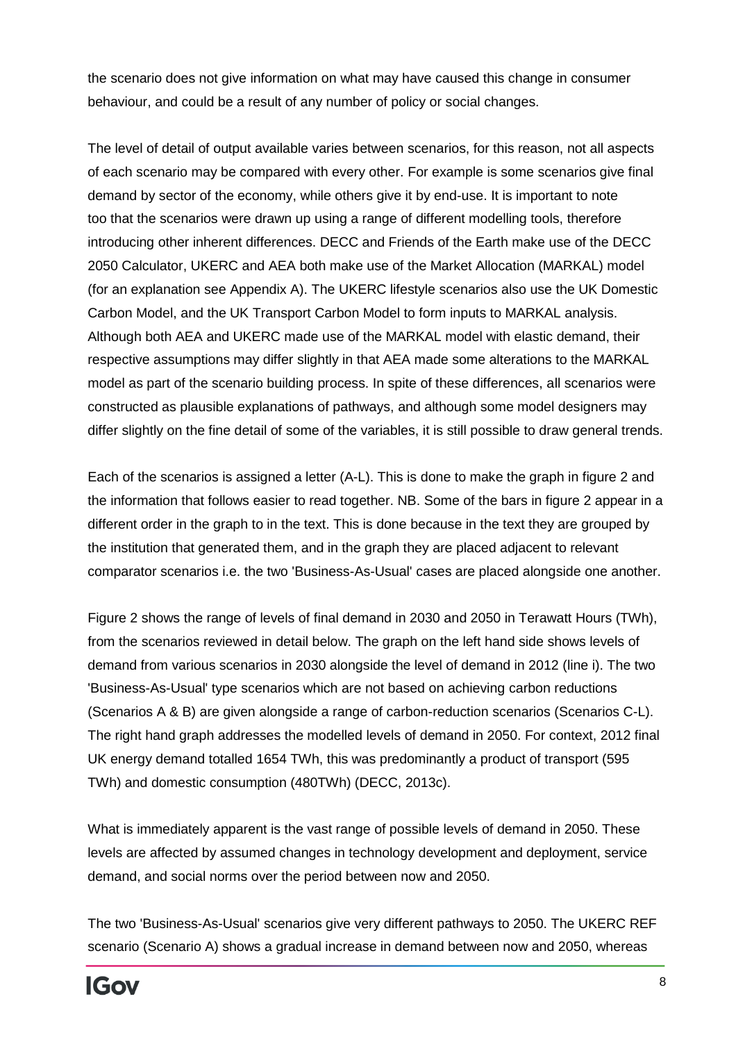the scenario does not give information on what may have caused this change in consumer behaviour, and could be a result of any number of policy or social changes.

The level of detail of output available varies between scenarios, for this reason, not all aspects of each scenario may be compared with every other. For example is some scenarios give final demand by sector of the economy, while others give it by end-use. It is important to note too that the scenarios were drawn up using a range of different modelling tools, therefore introducing other inherent differences. DECC and Friends of the Earth make use of the DECC 2050 Calculator, UKERC and AEA both make use of the Market Allocation (MARKAL) model (for an explanation see Appendix A). The UKERC lifestyle scenarios also use the UK Domestic Carbon Model, and the UK Transport Carbon Model to form inputs to MARKAL analysis. Although both AEA and UKERC made use of the MARKAL model with elastic demand, their respective assumptions may differ slightly in that AEA made some alterations to the MARKAL model as part of the scenario building process. In spite of these differences, all scenarios were constructed as plausible explanations of pathways, and although some model designers may differ slightly on the fine detail of some of the variables, it is still possible to draw general trends.

Each of the scenarios is assigned a letter (A-L). This is done to make the graph in figure 2 and the information that follows easier to read together. NB. Some of the bars in figure 2 appear in a different order in the graph to in the text. This is done because in the text they are grouped by the institution that generated them, and in the graph they are placed adjacent to relevant comparator scenarios i.e. the two 'Business-As-Usual' cases are placed alongside one another.

Figure 2 shows the range of levels of final demand in 2030 and 2050 in Terawatt Hours (TWh), from the scenarios reviewed in detail below. The graph on the left hand side shows levels of demand from various scenarios in 2030 alongside the level of demand in 2012 (line i). The two 'Business-As-Usual' type scenarios which are not based on achieving carbon reductions (Scenarios A & B) are given alongside a range of carbon-reduction scenarios (Scenarios C-L). The right hand graph addresses the modelled levels of demand in 2050. For context, 2012 final UK energy demand totalled 1654 TWh, this was predominantly a product of transport (595 TWh) and domestic consumption (480TWh) (DECC, 2013c).

What is immediately apparent is the vast range of possible levels of demand in 2050. These levels are affected by assumed changes in technology development and deployment, service demand, and social norms over the period between now and 2050.

The two 'Business-As-Usual' scenarios give very different pathways to 2050. The UKERC REF scenario (Scenario A) shows a gradual increase in demand between now and 2050, whereas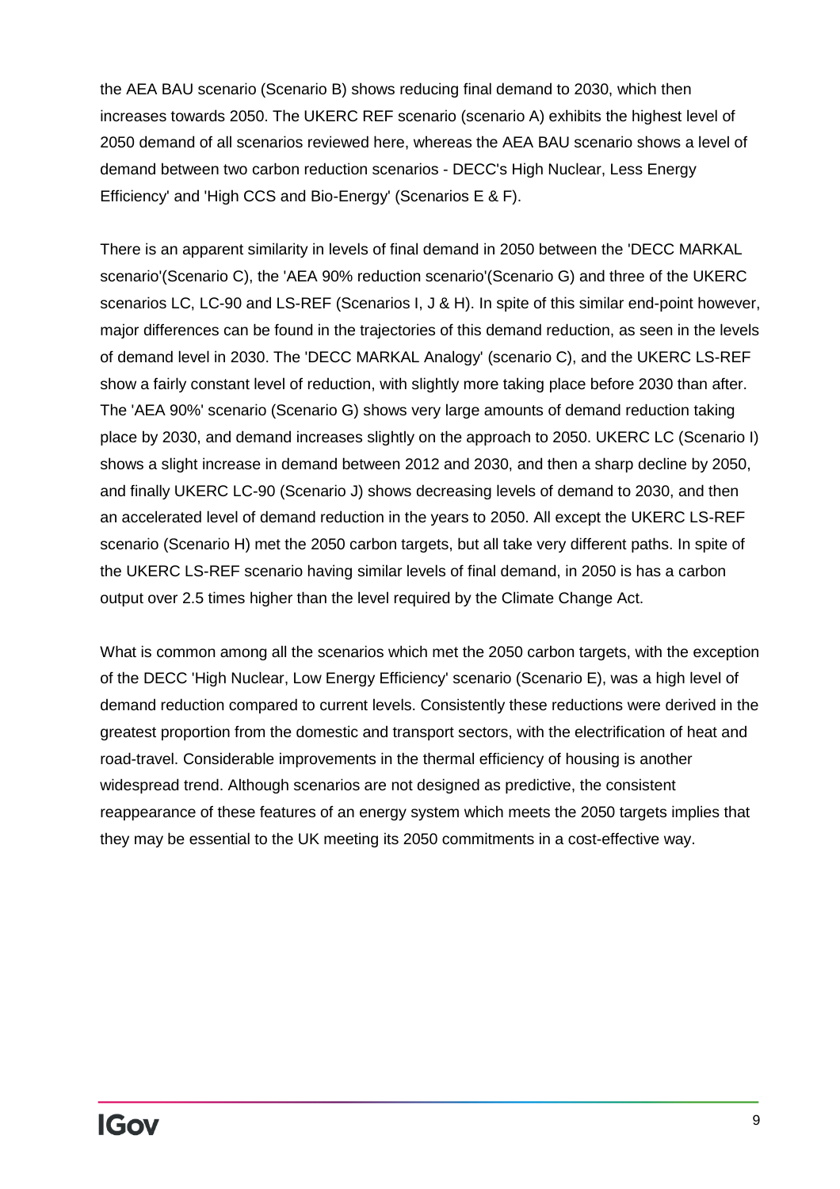the AEA BAU scenario (Scenario B) shows reducing final demand to 2030, which then increases towards 2050. The UKERC REF scenario (scenario A) exhibits the highest level of 2050 demand of all scenarios reviewed here, whereas the AEA BAU scenario shows a level of demand between two carbon reduction scenarios - DECC's High Nuclear, Less Energy Efficiency' and 'High CCS and Bio-Energy' (Scenarios E & F).

There is an apparent similarity in levels of final demand in 2050 between the 'DECC MARKAL scenario'(Scenario C), the 'AEA 90% reduction scenario'(Scenario G) and three of the UKERC scenarios LC, LC-90 and LS-REF (Scenarios I, J & H). In spite of this similar end-point however, major differences can be found in the trajectories of this demand reduction, as seen in the levels of demand level in 2030. The 'DECC MARKAL Analogy' (scenario C), and the UKERC LS-REF show a fairly constant level of reduction, with slightly more taking place before 2030 than after. The 'AEA 90%' scenario (Scenario G) shows very large amounts of demand reduction taking place by 2030, and demand increases slightly on the approach to 2050. UKERC LC (Scenario I) shows a slight increase in demand between 2012 and 2030, and then a sharp decline by 2050, and finally UKERC LC-90 (Scenario J) shows decreasing levels of demand to 2030, and then an accelerated level of demand reduction in the years to 2050. All except the UKERC LS-REF scenario (Scenario H) met the 2050 carbon targets, but all take very different paths. In spite of the UKERC LS-REF scenario having similar levels of final demand, in 2050 is has a carbon output over 2.5 times higher than the level required by the Climate Change Act.

What is common among all the scenarios which met the 2050 carbon targets, with the exception of the DECC 'High Nuclear, Low Energy Efficiency' scenario (Scenario E), was a high level of demand reduction compared to current levels. Consistently these reductions were derived in the greatest proportion from the domestic and transport sectors, with the electrification of heat and road-travel. Considerable improvements in the thermal efficiency of housing is another widespread trend. Although scenarios are not designed as predictive, the consistent reappearance of these features of an energy system which meets the 2050 targets implies that they may be essential to the UK meeting its 2050 commitments in a cost-effective way.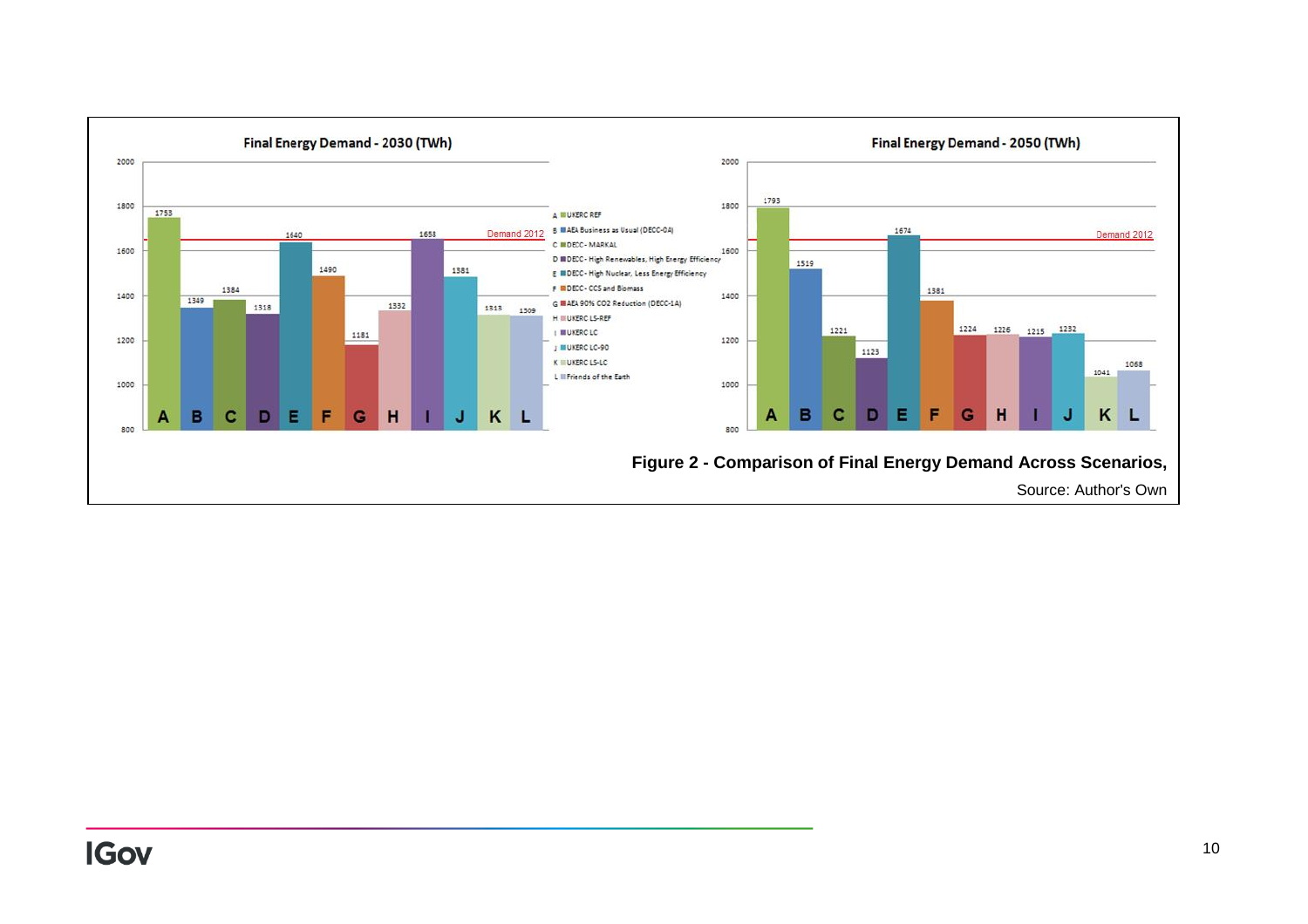**Final Energy Demand - 2030 (TWh)** / **Final Energy Demand - 2050 (TWh)**

| | Scenario | 2030 (TWh) | 2050 (TWh) |
|---|---|---|---|
| A | UKERC REF | 1753 | 1793 |
| B | AEA Business as Usual (DECC-0A) | 1349 | 1519 |
| C | DECC - MARKAL | 1384 | 1221 |
| D | DECC - High Renewables, High Energy Efficiency | 1318 | 1123 |
| E | DECC - High Nuclear, Less Energy Efficiency | 1640 | 1674 |
| F | DECC - CCS and Biomass | 1490 | 1381 |
| G | AEA 90% CO2 Reduction (DECC-1A) | 1181 | 1224 |
| H | UKERC LS-REF | 1332 | 1226 |
| I | UKERC LC | 1653 | 1215 |
| J | UKERC LC-90 | 1381 | 1232 |
| K | UKERC LS-LC | 1313 | 1041 |
| L | Friends of the Earth | 1309 | 1068 |

Demand 2012

**Figure 2 - Comparison of Final Energy Demand Across Scenarios,**

Source: Author's Own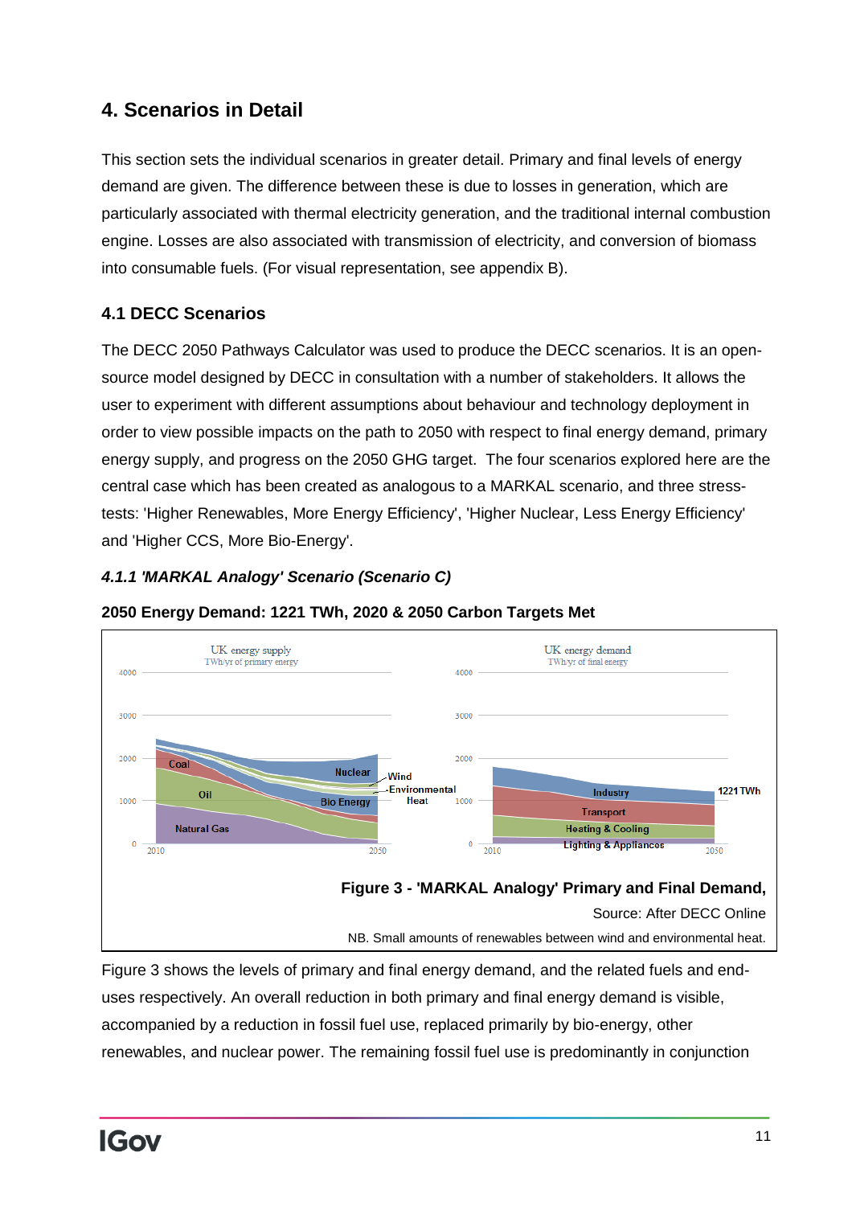## 4. Scenarios in Detail

This section sets the individual scenarios in greater detail. Primary and final levels of energy demand are given. The difference between these is due to losses in generation, which are particularly associated with thermal electricity generation, and the traditional internal combustion engine. Losses are also associated with transmission of electricity, and conversion of biomass into consumable fuels. (For visual representation, see appendix B).

### 4.1 DECC Scenarios

The DECC 2050 Pathways Calculator was used to produce the DECC scenarios. It is an open-source model designed by DECC in consultation with a number of stakeholders. It allows the user to experiment with different assumptions about behaviour and technology deployment in order to view possible impacts on the path to 2050 with respect to final energy demand, primary energy supply, and progress on the 2050 GHG target. The four scenarios explored here are the central case which has been created as analogous to a MARKAL scenario, and three stress-tests: 'Higher Renewables, More Energy Efficiency', 'Higher Nuclear, Less Energy Efficiency' and 'Higher CCS, More Bio-Energy'.

#### *4.1.1 'MARKAL Analogy' Scenario (Scenario C)*

**2050 Energy Demand: 1221 TWh, 2020 & 2050 Carbon Targets Met**

**Figure 3 - 'MARKAL Analogy' Primary and Final Demand,**

Source: After DECC Online

NB. Small amounts of renewables between wind and environmental heat.

Figure 3 shows the levels of primary and final energy demand, and the related fuels and end-uses respectively. An overall reduction in both primary and final energy demand is visible, accompanied by a reduction in fossil fuel use, replaced primarily by bio-energy, other renewables, and nuclear power. The remaining fossil fuel use is predominantly in conjunction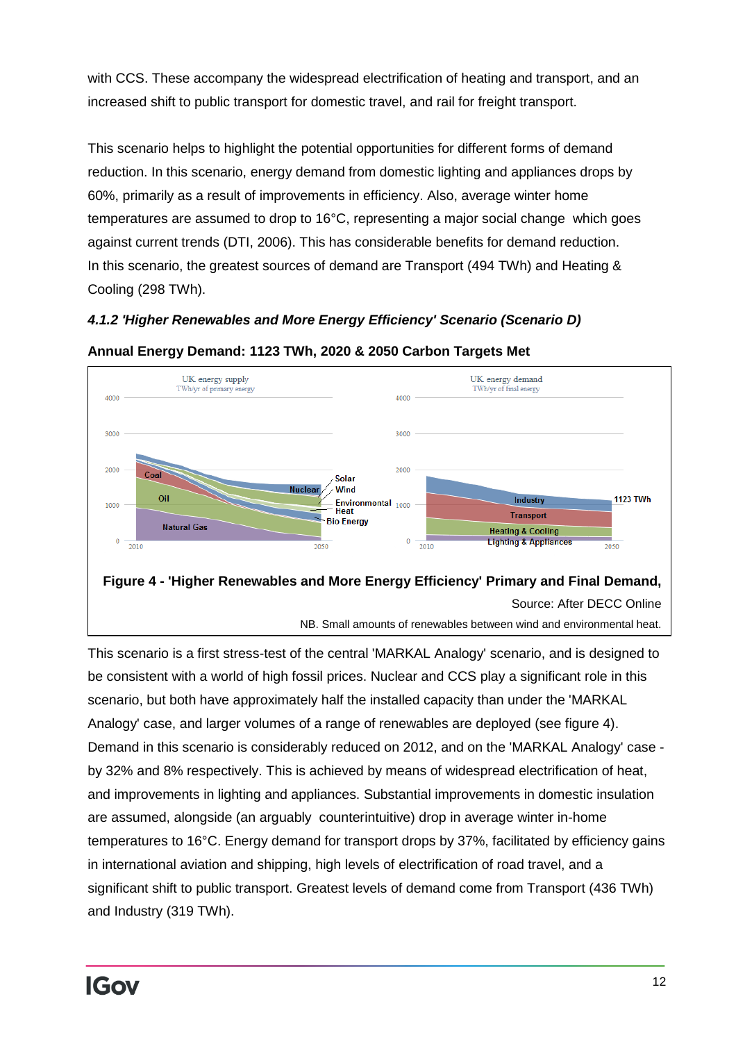with CCS. These accompany the widespread electrification of heating and transport, and an increased shift to public transport for domestic travel, and rail for freight transport.

This scenario helps to highlight the potential opportunities for different forms of demand reduction. In this scenario, energy demand from domestic lighting and appliances drops by 60%, primarily as a result of improvements in efficiency. Also, average winter home temperatures are assumed to drop to 16°C, representing a major social change which goes against current trends (DTI, 2006). This has considerable benefits for demand reduction. In this scenario, the greatest sources of demand are Transport (494 TWh) and Heating & Cooling (298 TWh).

### *4.1.2 'Higher Renewables and More Energy Efficiency' Scenario (Scenario D)*

**Annual Energy Demand: 1123 TWh, 2020 & 2050 Carbon Targets Met**

**Figure 4 - 'Higher Renewables and More Energy Efficiency' Primary and Final Demand,**

Source: After DECC Online

NB. Small amounts of renewables between wind and environmental heat.

This scenario is a first stress-test of the central 'MARKAL Analogy' scenario, and is designed to be consistent with a world of high fossil prices. Nuclear and CCS play a significant role in this scenario, but both have approximately half the installed capacity than under the 'MARKAL Analogy' case, and larger volumes of a range of renewables are deployed (see figure 4). Demand in this scenario is considerably reduced on 2012, and on the 'MARKAL Analogy' case - by 32% and 8% respectively. This is achieved by means of widespread electrification of heat, and improvements in lighting and appliances. Substantial improvements in domestic insulation are assumed, alongside (an arguably counterintuitive) drop in average winter in-home temperatures to 16°C. Energy demand for transport drops by 37%, facilitated by efficiency gains in international aviation and shipping, high levels of electrification of road travel, and a significant shift to public transport. Greatest levels of demand come from Transport (436 TWh) and Industry (319 TWh).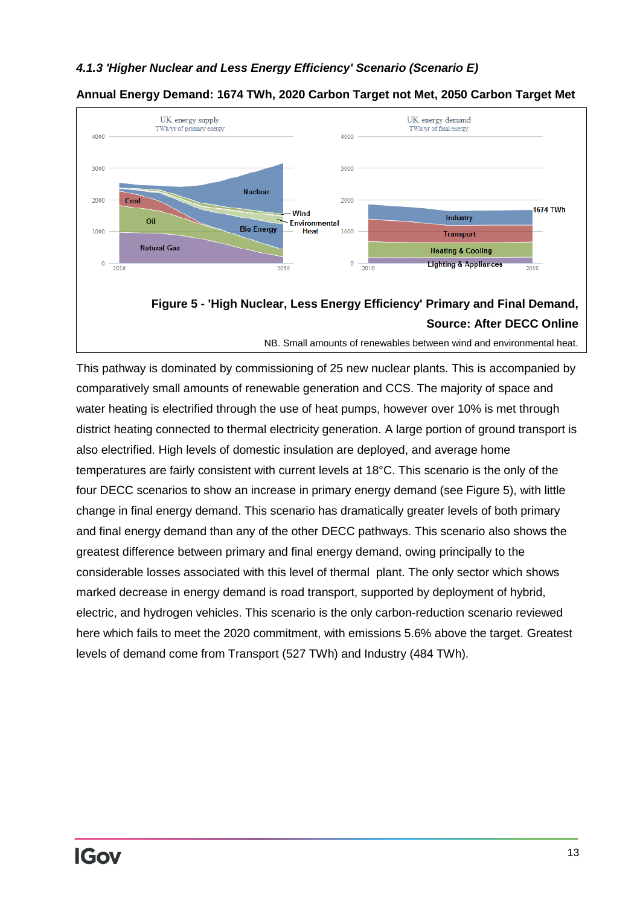#### *4.1.3 'Higher Nuclear and Less Energy Efficiency' Scenario (Scenario E)*

**Annual Energy Demand: 1674 TWh, 2020 Carbon Target not Met, 2050 Carbon Target Met**

**Figure 5 - 'High Nuclear, Less Energy Efficiency' Primary and Final Demand, Source: After DECC Online**

NB. Small amounts of renewables between wind and environmental heat.

This pathway is dominated by commissioning of 25 new nuclear plants. This is accompanied by comparatively small amounts of renewable generation and CCS. The majority of space and water heating is electrified through the use of heat pumps, however over 10% is met through district heating connected to thermal electricity generation. A large portion of ground transport is also electrified. High levels of domestic insulation are deployed, and average home temperatures are fairly consistent with current levels at 18°C. This scenario is the only of the four DECC scenarios to show an increase in primary energy demand (see Figure 5), with little change in final energy demand. This scenario has dramatically greater levels of both primary and final energy demand than any of the other DECC pathways. This scenario also shows the greatest difference between primary and final energy demand, owing principally to the considerable losses associated with this level of thermal plant. The only sector which shows marked decrease in energy demand is road transport, supported by deployment of hybrid, electric, and hydrogen vehicles. This scenario is the only carbon-reduction scenario reviewed here which fails to meet the 2020 commitment, with emissions 5.6% above the target. Greatest levels of demand come from Transport (527 TWh) and Industry (484 TWh).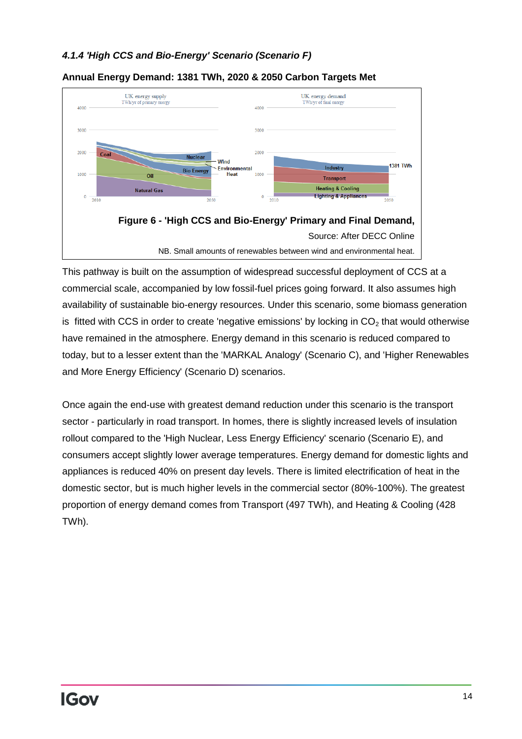### *4.1.4 'High CCS and Bio-Energy' Scenario (Scenario F)*

**Annual Energy Demand: 1381 TWh, 2020 & 2050 Carbon Targets Met**

**Figure 6 - 'High CCS and Bio-Energy' Primary and Final Demand,**

Source: After DECC Online

NB. Small amounts of renewables between wind and environmental heat.

This pathway is built on the assumption of widespread successful deployment of CCS at a commercial scale, accompanied by low fossil-fuel prices going forward. It also assumes high availability of sustainable bio-energy resources. Under this scenario, some biomass generation is fitted with CCS in order to create 'negative emissions' by locking in $CO_2$ that would otherwise have remained in the atmosphere. Energy demand in this scenario is reduced compared to today, but to a lesser extent than the 'MARKAL Analogy' (Scenario C), and 'Higher Renewables and More Energy Efficiency' (Scenario D) scenarios.

Once again the end-use with greatest demand reduction under this scenario is the transport sector - particularly in road transport. In homes, there is slightly increased levels of insulation rollout compared to the 'High Nuclear, Less Energy Efficiency' scenario (Scenario E), and consumers accept slightly lower average temperatures. Energy demand for domestic lights and appliances is reduced 40% on present day levels. There is limited electrification of heat in the domestic sector, but is much higher levels in the commercial sector (80%-100%). The greatest proportion of energy demand comes from Transport (497 TWh), and Heating & Cooling (428 TWh).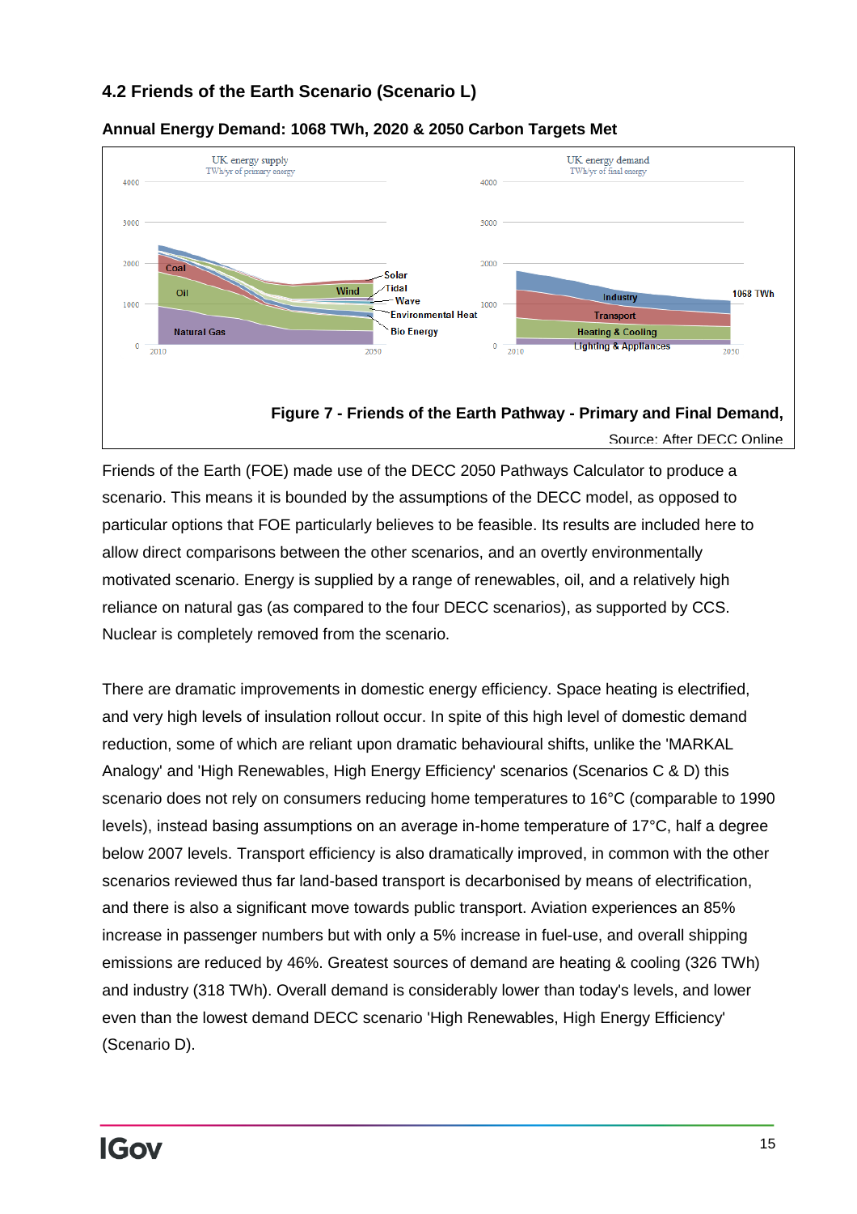### 4.2 Friends of the Earth Scenario (Scenario L)

**Annual Energy Demand: 1068 TWh, 2020 & 2050 Carbon Targets Met**

**Figure 7 - Friends of the Earth Pathway - Primary and Final Demand,**

Source: After DECC Online

Friends of the Earth (FOE) made use of the DECC 2050 Pathways Calculator to produce a scenario. This means it is bounded by the assumptions of the DECC model, as opposed to particular options that FOE particularly believes to be feasible. Its results are included here to allow direct comparisons between the other scenarios, and an overtly environmentally motivated scenario. Energy is supplied by a range of renewables, oil, and a relatively high reliance on natural gas (as compared to the four DECC scenarios), as supported by CCS. Nuclear is completely removed from the scenario.

There are dramatic improvements in domestic energy efficiency. Space heating is electrified, and very high levels of insulation rollout occur. In spite of this high level of domestic demand reduction, some of which are reliant upon dramatic behavioural shifts, unlike the 'MARKAL Analogy' and 'High Renewables, High Energy Efficiency' scenarios (Scenarios C & D) this scenario does not rely on consumers reducing home temperatures to 16°C (comparable to 1990 levels), instead basing assumptions on an average in-home temperature of 17°C, half a degree below 2007 levels. Transport efficiency is also dramatically improved, in common with the other scenarios reviewed thus far land-based transport is decarbonised by means of electrification, and there is also a significant move towards public transport. Aviation experiences an 85% increase in passenger numbers but with only a 5% increase in fuel-use, and overall shipping emissions are reduced by 46%. Greatest sources of demand are heating & cooling (326 TWh) and industry (318 TWh). Overall demand is considerably lower than today's levels, and lower even than the lowest demand DECC scenario 'High Renewables, High Energy Efficiency' (Scenario D).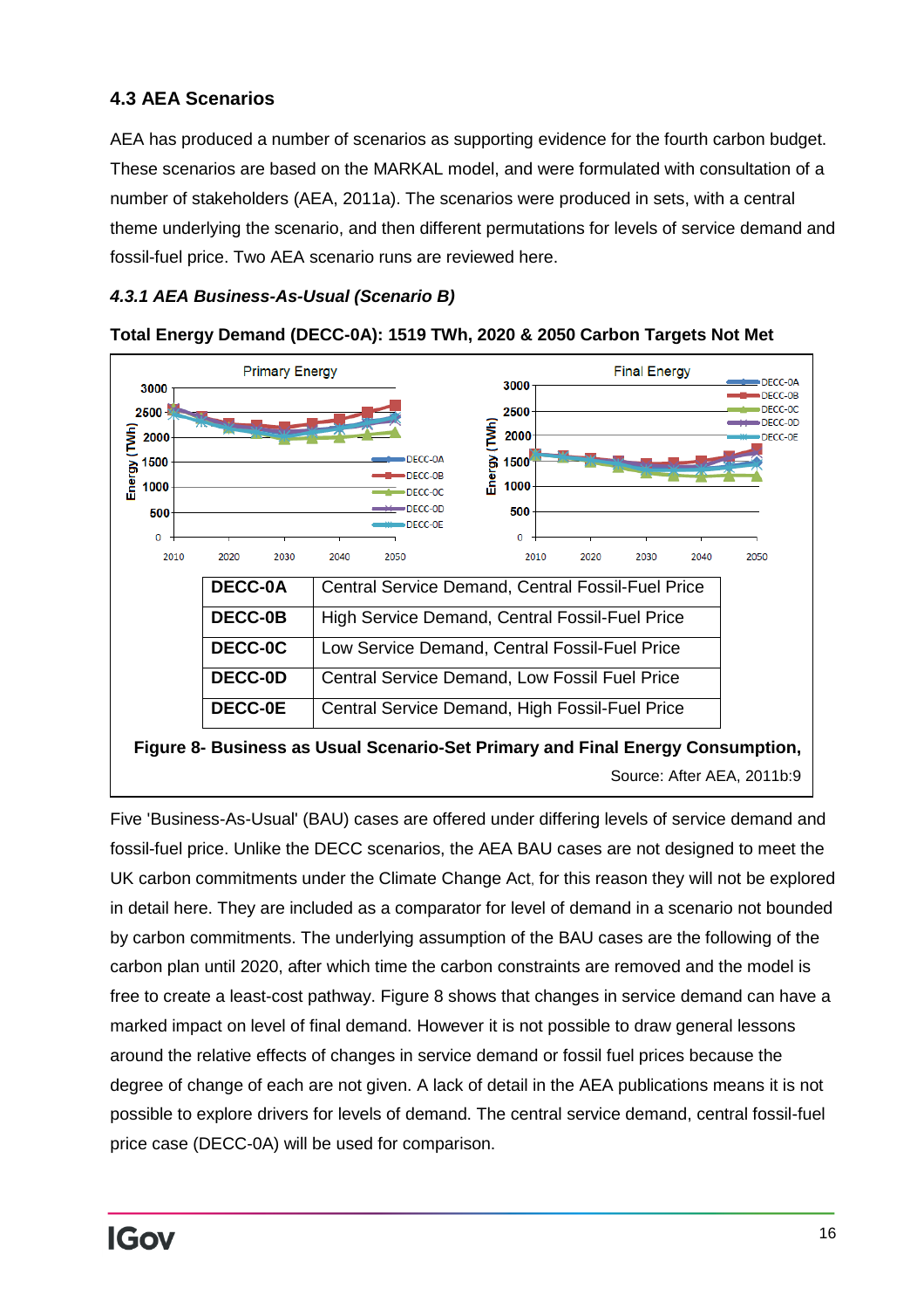### 4.3 AEA Scenarios

AEA has produced a number of scenarios as supporting evidence for the fourth carbon budget. These scenarios are based on the MARKAL model, and were formulated with consultation of a number of stakeholders (AEA, 2011a). The scenarios were produced in sets, with a central theme underlying the scenario, and then different permutations for levels of service demand and fossil-fuel price. Two AEA scenario runs are reviewed here.

#### *4.3.1 AEA Business-As-Usual (Scenario B)*

**Total Energy Demand (DECC-0A): 1519 TWh, 2020 & 2050 Carbon Targets Not Met**

| | |
|---|---|
| **DECC-0A** | Central Service Demand, Central Fossil-Fuel Price |
| **DECC-0B** | High Service Demand, Central Fossil-Fuel Price |
| **DECC-0C** | Low Service Demand, Central Fossil-Fuel Price |
| **DECC-0D** | Central Service Demand, Low Fossil Fuel Price |
| **DECC-0E** | Central Service Demand, High Fossil-Fuel Price |

**Figure 8- Business as Usual Scenario-Set Primary and Final Energy Consumption,**

Source: After AEA, 2011b:9

Five 'Business-As-Usual' (BAU) cases are offered under differing levels of service demand and fossil-fuel price. Unlike the DECC scenarios, the AEA BAU cases are not designed to meet the UK carbon commitments under the Climate Change Act, for this reason they will not be explored in detail here. They are included as a comparator for level of demand in a scenario not bounded by carbon commitments. The underlying assumption of the BAU cases are the following of the carbon plan until 2020, after which time the carbon constraints are removed and the model is free to create a least-cost pathway. Figure 8 shows that changes in service demand can have a marked impact on level of final demand. However it is not possible to draw general lessons around the relative effects of changes in service demand or fossil fuel prices because the degree of change of each are not given. A lack of detail in the AEA publications means it is not possible to explore drivers for levels of demand. The central service demand, central fossil-fuel price case (DECC-0A) will be used for comparison.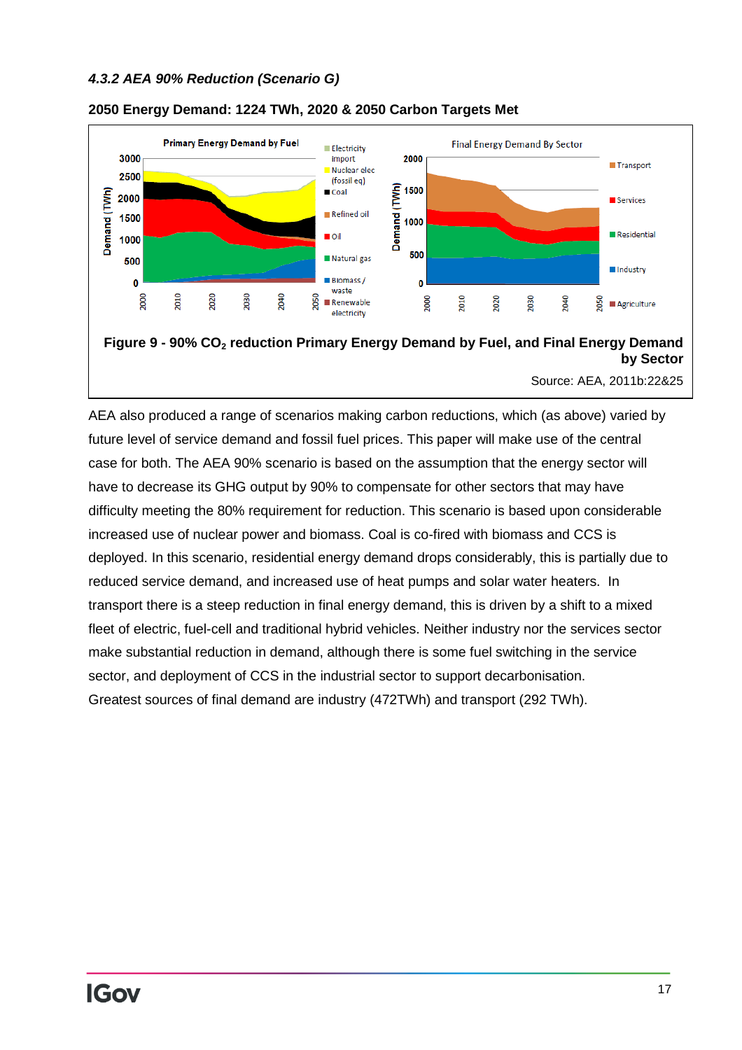#### *4.3.2 AEA 90% Reduction (Scenario G)*

**2050 Energy Demand: 1224 TWh, 2020 & 2050 Carbon Targets Met**

**Figure 9 - 90% $CO_2$ reduction Primary Energy Demand by Fuel, and Final Energy Demand by Sector**

Source: AEA, 2011b:22&25

AEA also produced a range of scenarios making carbon reductions, which (as above) varied by future level of service demand and fossil fuel prices. This paper will make use of the central case for both. The AEA 90% scenario is based on the assumption that the energy sector will have to decrease its GHG output by 90% to compensate for other sectors that may have difficulty meeting the 80% requirement for reduction. This scenario is based upon considerable increased use of nuclear power and biomass. Coal is co-fired with biomass and CCS is deployed. In this scenario, residential energy demand drops considerably, this is partially due to reduced service demand, and increased use of heat pumps and solar water heaters. In transport there is a steep reduction in final energy demand, this is driven by a shift to a mixed fleet of electric, fuel-cell and traditional hybrid vehicles. Neither industry nor the services sector make substantial reduction in demand, although there is some fuel switching in the service sector, and deployment of CCS in the industrial sector to support decarbonisation. Greatest sources of final demand are industry (472TWh) and transport (292 TWh).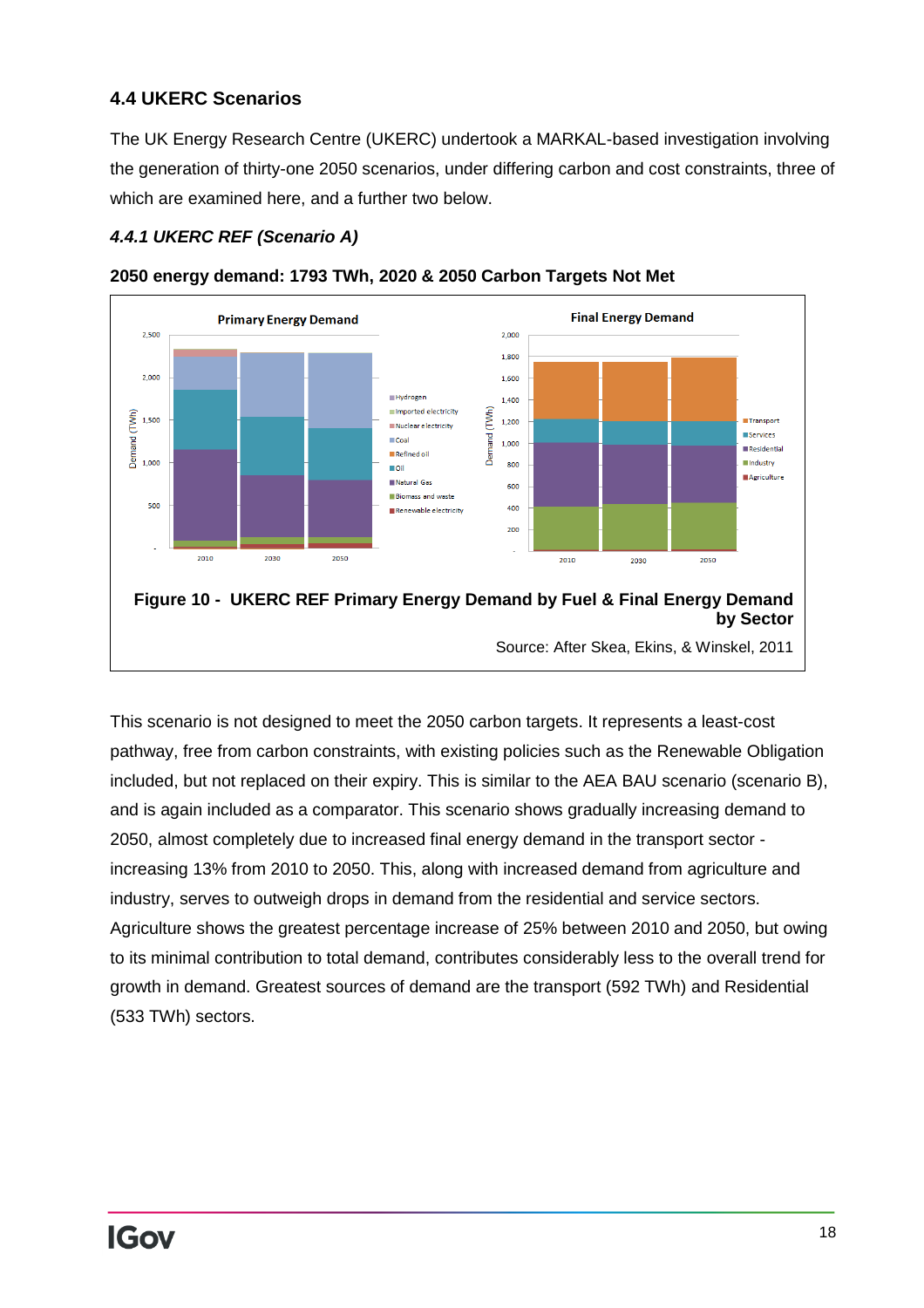## 4.4 UKERC Scenarios

The UK Energy Research Centre (UKERC) undertook a MARKAL-based investigation involving the generation of thirty-one 2050 scenarios, under differing carbon and cost constraints, three of which are examined here, and a further two below.

### *4.4.1 UKERC REF (Scenario A)*

**2050 energy demand: 1793 TWh, 2020 & 2050 Carbon Targets Not Met**

**Figure 10 - UKERC REF Primary Energy Demand by Fuel & Final Energy Demand by Sector**

Source: After Skea, Ekins, & Winskel, 2011

This scenario is not designed to meet the 2050 carbon targets. It represents a least-cost pathway, free from carbon constraints, with existing policies such as the Renewable Obligation included, but not replaced on their expiry. This is similar to the AEA BAU scenario (scenario B), and is again included as a comparator. This scenario shows gradually increasing demand to 2050, almost completely due to increased final energy demand in the transport sector - increasing 13% from 2010 to 2050. This, along with increased demand from agriculture and industry, serves to outweigh drops in demand from the residential and service sectors. Agriculture shows the greatest percentage increase of 25% between 2010 and 2050, but owing to its minimal contribution to total demand, contributes considerably less to the overall trend for growth in demand. Greatest sources of demand are the transport (592 TWh) and Residential (533 TWh) sectors.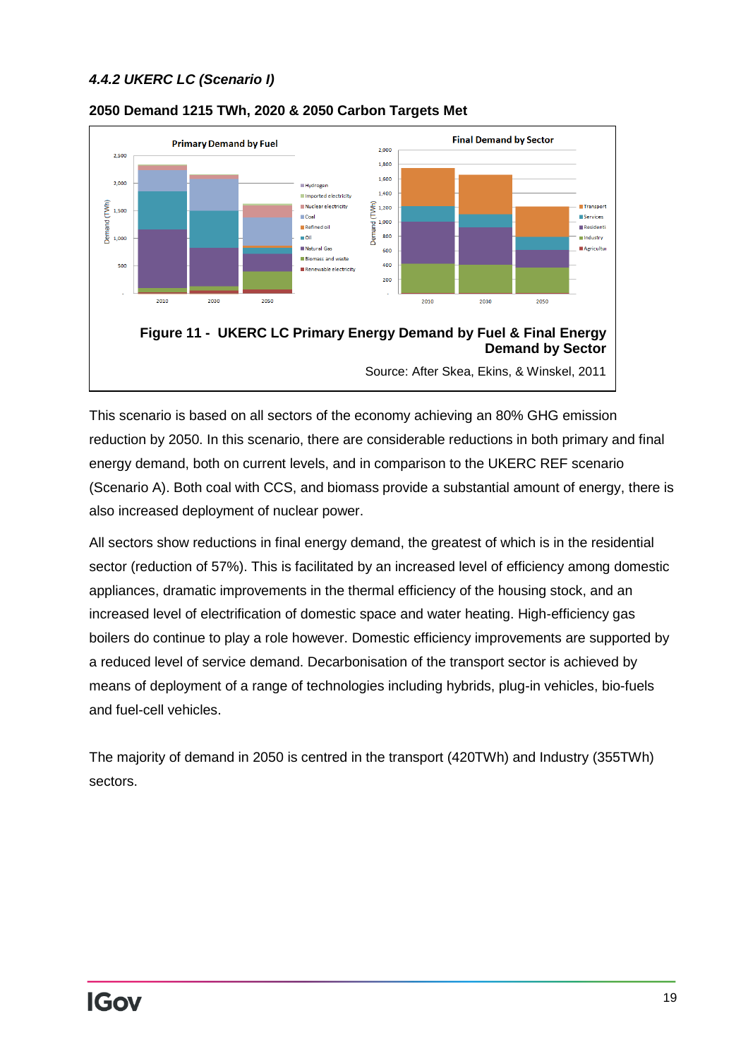### *4.4.2 UKERC LC (Scenario I)*

**2050 Demand 1215 TWh, 2020 & 2050 Carbon Targets Met**

**Figure 11 - UKERC LC Primary Energy Demand by Fuel & Final Energy Demand by Sector**

Source: After Skea, Ekins, & Winskel, 2011

This scenario is based on all sectors of the economy achieving an 80% GHG emission reduction by 2050. In this scenario, there are considerable reductions in both primary and final energy demand, both on current levels, and in comparison to the UKERC REF scenario (Scenario A). Both coal with CCS, and biomass provide a substantial amount of energy, there is also increased deployment of nuclear power.

All sectors show reductions in final energy demand, the greatest of which is in the residential sector (reduction of 57%). This is facilitated by an increased level of efficiency among domestic appliances, dramatic improvements in the thermal efficiency of the housing stock, and an increased level of electrification of domestic space and water heating. High-efficiency gas boilers do continue to play a role however. Domestic efficiency improvements are supported by a reduced level of service demand. Decarbonisation of the transport sector is achieved by means of deployment of a range of technologies including hybrids, plug-in vehicles, bio-fuels and fuel-cell vehicles.

The majority of demand in 2050 is centred in the transport (420TWh) and Industry (355TWh) sectors.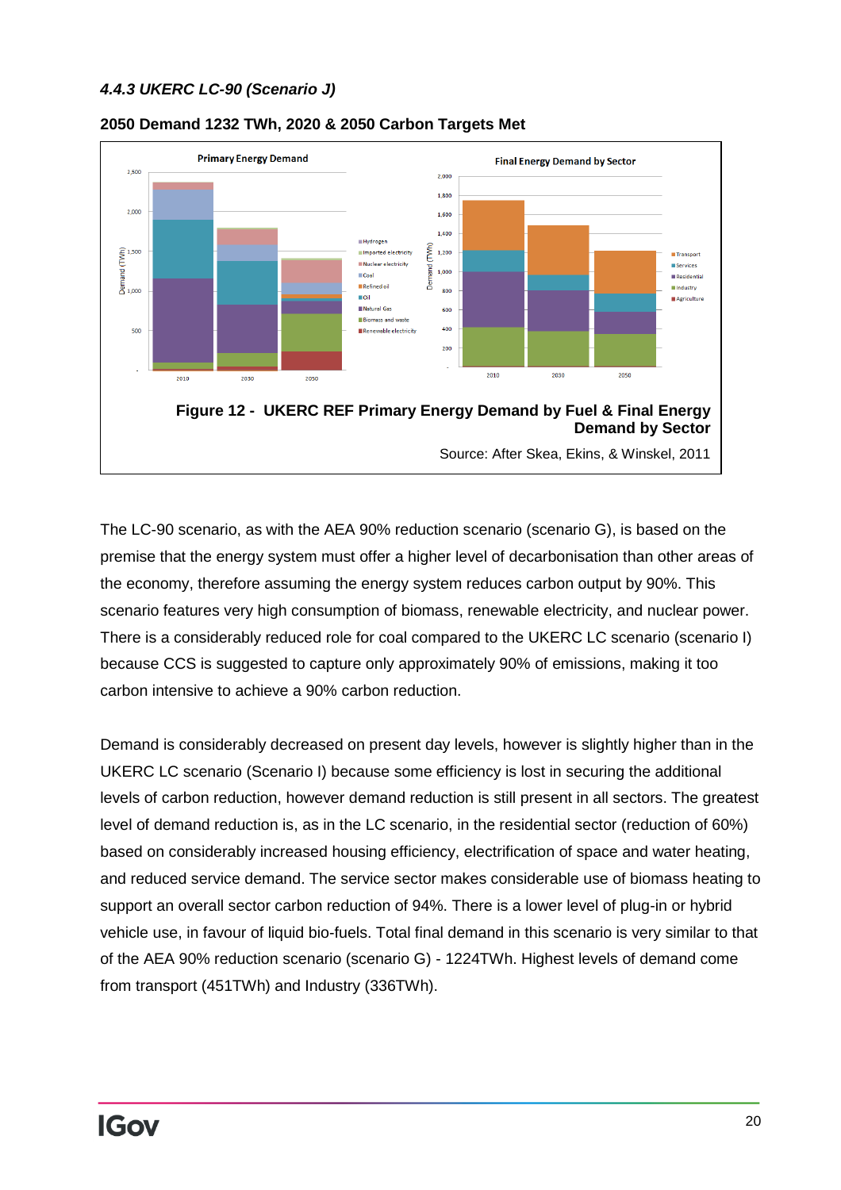#### *4.4.3 UKERC LC-90 (Scenario J)*

**2050 Demand 1232 TWh, 2020 & 2050 Carbon Targets Met**

**Figure 12 - UKERC REF Primary Energy Demand by Fuel & Final Energy Demand by Sector**

Source: After Skea, Ekins, & Winskel, 2011

The LC-90 scenario, as with the AEA 90% reduction scenario (scenario G), is based on the premise that the energy system must offer a higher level of decarbonisation than other areas of the economy, therefore assuming the energy system reduces carbon output by 90%. This scenario features very high consumption of biomass, renewable electricity, and nuclear power. There is a considerably reduced role for coal compared to the UKERC LC scenario (scenario I) because CCS is suggested to capture only approximately 90% of emissions, making it too carbon intensive to achieve a 90% carbon reduction.

Demand is considerably decreased on present day levels, however is slightly higher than in the UKERC LC scenario (Scenario I) because some efficiency is lost in securing the additional levels of carbon reduction, however demand reduction is still present in all sectors. The greatest level of demand reduction is, as in the LC scenario, in the residential sector (reduction of 60%) based on considerably increased housing efficiency, electrification of space and water heating, and reduced service demand. The service sector makes considerable use of biomass heating to support an overall sector carbon reduction of 94%. There is a lower level of plug-in or hybrid vehicle use, in favour of liquid bio-fuels. Total final demand in this scenario is very similar to that of the AEA 90% reduction scenario (scenario G) - 1224TWh. Highest levels of demand come from transport (451TWh) and Industry (336TWh).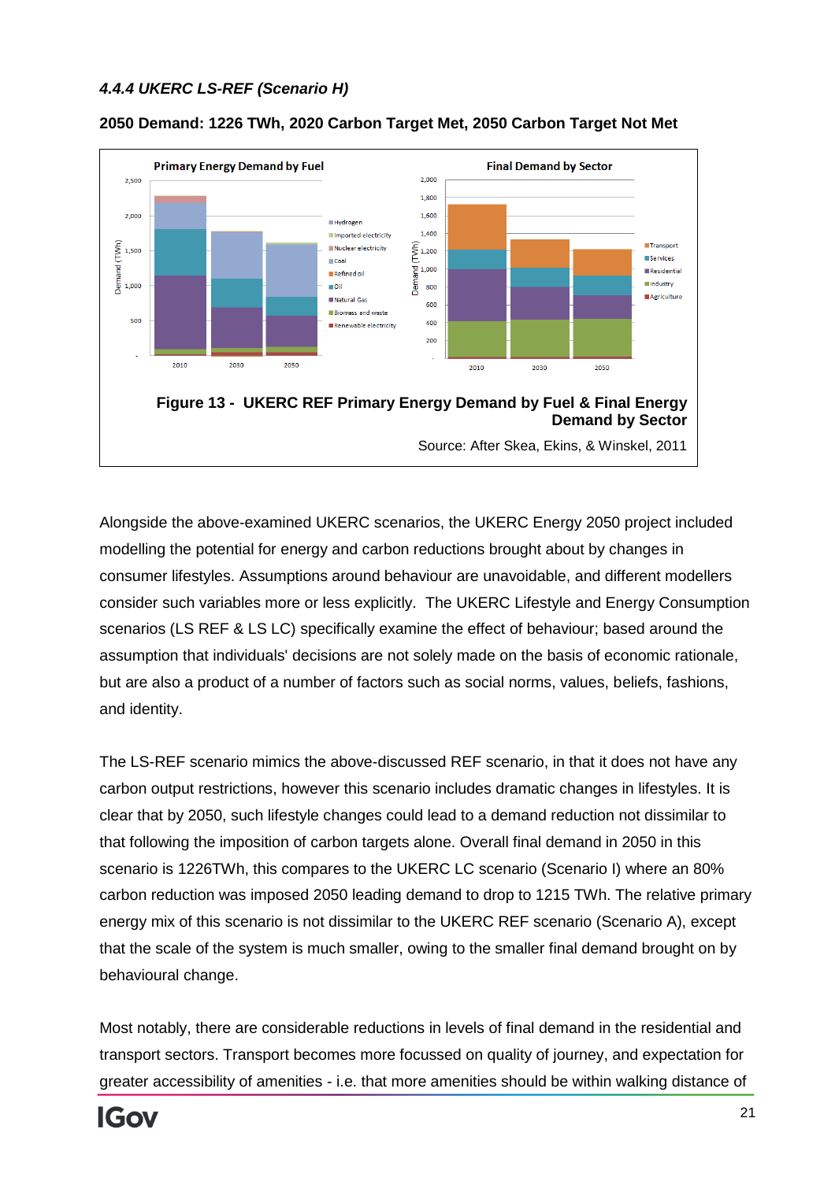#### *4.4.4 UKERC LS-REF (Scenario H)*

**2050 Demand: 1226 TWh, 2020 Carbon Target Met, 2050 Carbon Target Not Met**

**Figure 13 - UKERC REF Primary Energy Demand by Fuel & Final Energy Demand by Sector**

Source: After Skea, Ekins, & Winskel, 2011

Alongside the above-examined UKERC scenarios, the UKERC Energy 2050 project included modelling the potential for energy and carbon reductions brought about by changes in consumer lifestyles. Assumptions around behaviour are unavoidable, and different modellers consider such variables more or less explicitly. The UKERC Lifestyle and Energy Consumption scenarios (LS REF & LS LC) specifically examine the effect of behaviour; based around the assumption that individuals' decisions are not solely made on the basis of economic rationale, but are also a product of a number of factors such as social norms, values, beliefs, fashions, and identity.

The LS-REF scenario mimics the above-discussed REF scenario, in that it does not have any carbon output restrictions, however this scenario includes dramatic changes in lifestyles. It is clear that by 2050, such lifestyle changes could lead to a demand reduction not dissimilar to that following the imposition of carbon targets alone. Overall final demand in 2050 in this scenario is 1226TWh, this compares to the UKERC LC scenario (Scenario I) where an 80% carbon reduction was imposed 2050 leading demand to drop to 1215 TWh. The relative primary energy mix of this scenario is not dissimilar to the UKERC REF scenario (Scenario A), except that the scale of the system is much smaller, owing to the smaller final demand brought on by behavioural change.

Most notably, there are considerable reductions in levels of final demand in the residential and transport sectors. Transport becomes more focussed on quality of journey, and expectation for greater accessibility of amenities - i.e. that more amenities should be within walking distance of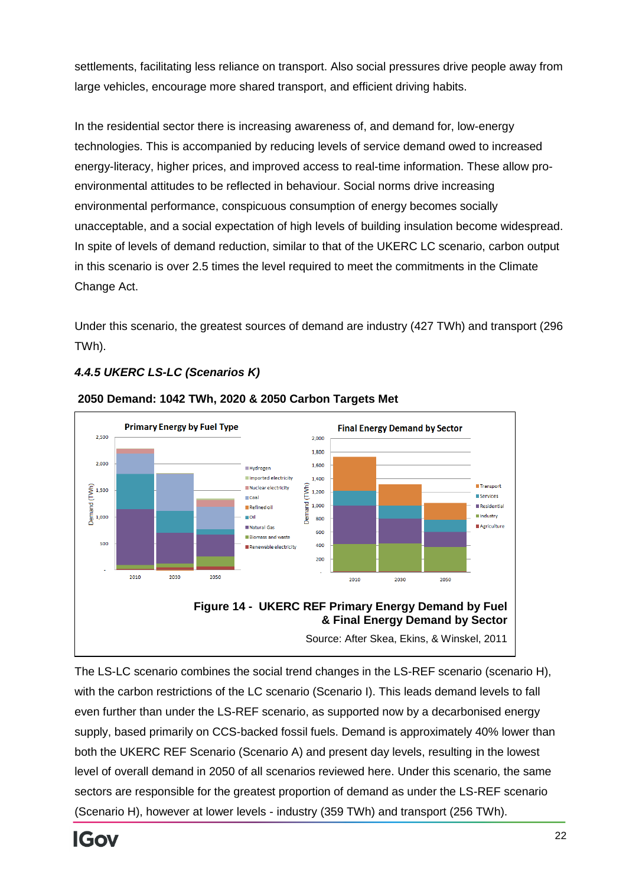settlements, facilitating less reliance on transport. Also social pressures drive people away from large vehicles, encourage more shared transport, and efficient driving habits.

In the residential sector there is increasing awareness of, and demand for, low-energy technologies. This is accompanied by reducing levels of service demand owed to increased energy-literacy, higher prices, and improved access to real-time information. These allow pro-environmental attitudes to be reflected in behaviour. Social norms drive increasing environmental performance, conspicuous consumption of energy becomes socially unacceptable, and a social expectation of high levels of building insulation become widespread. In spite of levels of demand reduction, similar to that of the UKERC LC scenario, carbon output in this scenario is over 2.5 times the level required to meet the commitments in the Climate Change Act.

Under this scenario, the greatest sources of demand are industry (427 TWh) and transport (296 TWh).

### *4.4.5 UKERC LS-LC (Scenarios K)*

**2050 Demand: 1042 TWh, 2020 & 2050 Carbon Targets Met**

**Figure 14 - UKERC REF Primary Energy Demand by Fuel & Final Energy Demand by Sector**

Source: After Skea, Ekins, & Winskel, 2011

The LS-LC scenario combines the social trend changes in the LS-REF scenario (scenario H), with the carbon restrictions of the LC scenario (Scenario I). This leads demand levels to fall even further than under the LS-REF scenario, as supported now by a decarbonised energy supply, based primarily on CCS-backed fossil fuels. Demand is approximately 40% lower than both the UKERC REF Scenario (Scenario A) and present day levels, resulting in the lowest level of overall demand in 2050 of all scenarios reviewed here. Under this scenario, the same sectors are responsible for the greatest proportion of demand as under the LS-REF scenario (Scenario H), however at lower levels - industry (359 TWh) and transport (256 TWh).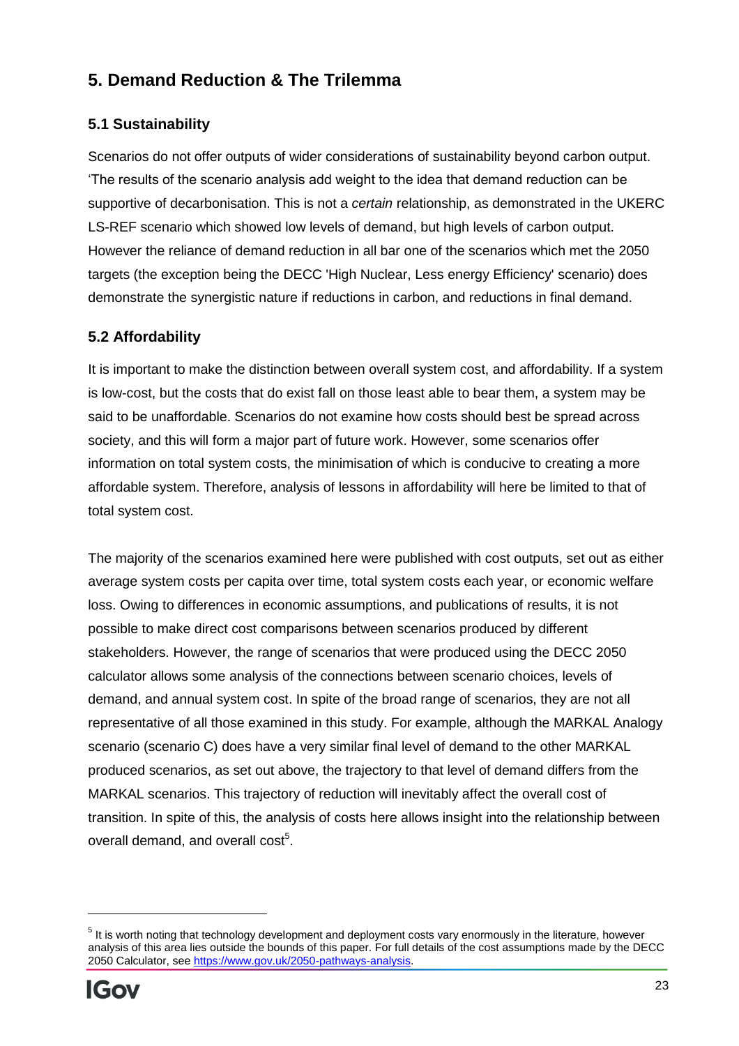## 5. Demand Reduction & The Trilemma

### 5.1 Sustainability

Scenarios do not offer outputs of wider considerations of sustainability beyond carbon output. 'The results of the scenario analysis add weight to the idea that demand reduction can be supportive of decarbonisation. This is not a *certain* relationship, as demonstrated in the UKERC LS-REF scenario which showed low levels of demand, but high levels of carbon output. However the reliance of demand reduction in all bar one of the scenarios which met the 2050 targets (the exception being the DECC 'High Nuclear, Less energy Efficiency' scenario) does demonstrate the synergistic nature if reductions in carbon, and reductions in final demand.

### 5.2 Affordability

It is important to make the distinction between overall system cost, and affordability. If a system is low-cost, but the costs that do exist fall on those least able to bear them, a system may be said to be unaffordable. Scenarios do not examine how costs should best be spread across society, and this will form a major part of future work. However, some scenarios offer information on total system costs, the minimisation of which is conducive to creating a more affordable system. Therefore, analysis of lessons in affordability will here be limited to that of total system cost.

The majority of the scenarios examined here were published with cost outputs, set out as either average system costs per capita over time, total system costs each year, or economic welfare loss. Owing to differences in economic assumptions, and publications of results, it is not possible to make direct cost comparisons between scenarios produced by different stakeholders. However, the range of scenarios that were produced using the DECC 2050 calculator allows some analysis of the connections between scenario choices, levels of demand, and annual system cost. In spite of the broad range of scenarios, they are not all representative of all those examined in this study. For example, although the MARKAL Analogy scenario (scenario C) does have a very similar final level of demand to the other MARKAL produced scenarios, as set out above, the trajectory to that level of demand differs from the MARKAL scenarios. This trajectory of reduction will inevitably affect the overall cost of transition. In spite of this, the analysis of costs here allows insight into the relationship between overall demand, and overall cost[5].

[5] It is worth noting that technology development and deployment costs vary enormously in the literature, however analysis of this area lies outside the bounds of this paper. For full details of the cost assumptions made by the DECC 2050 Calculator, see https://www.gov.uk/2050-pathways-analysis.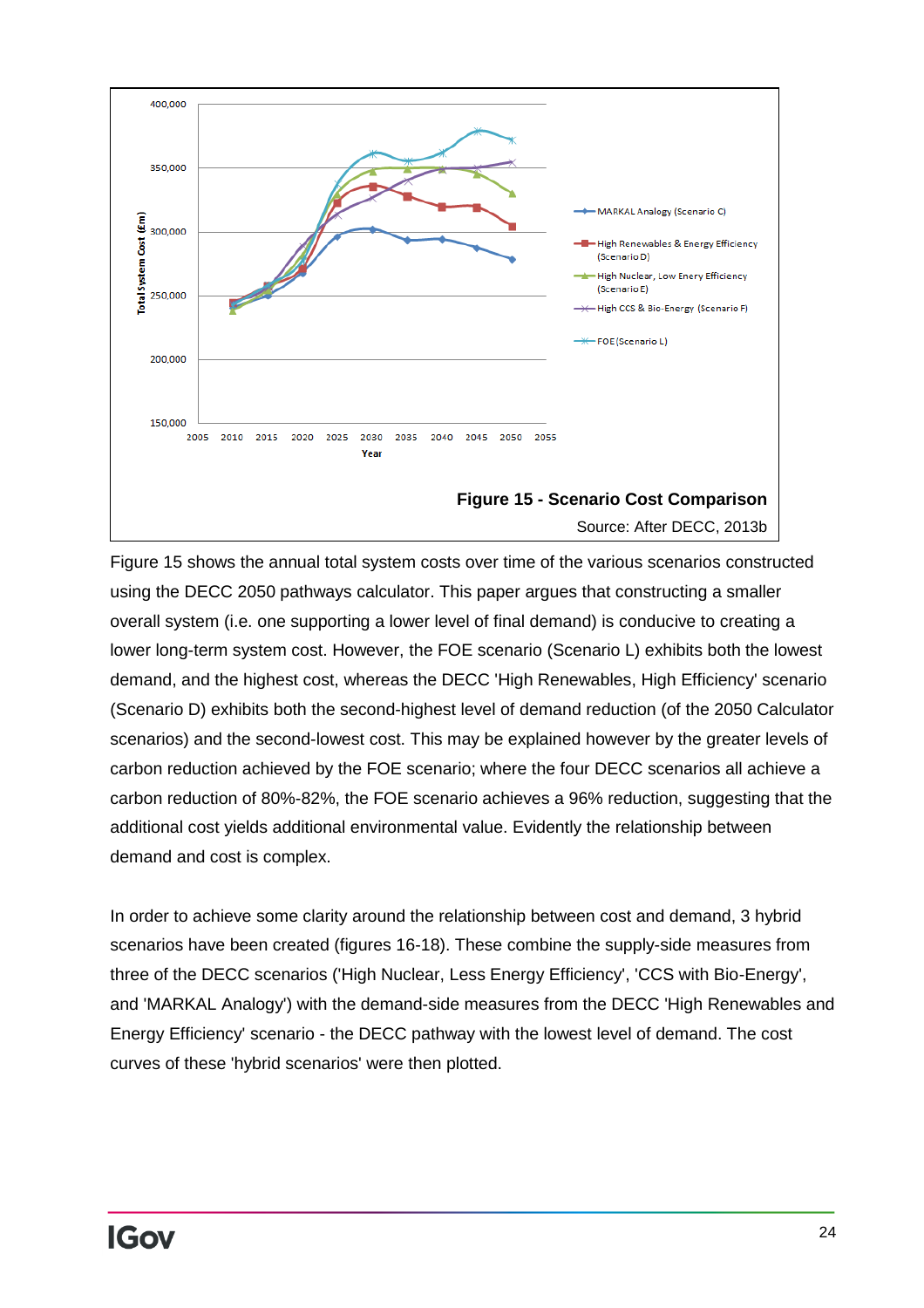**Figure 15 - Scenario Cost Comparison**

Source: After DECC, 2013b

Figure 15 shows the annual total system costs over time of the various scenarios constructed using the DECC 2050 pathways calculator. This paper argues that constructing a smaller overall system (i.e. one supporting a lower level of final demand) is conducive to creating a lower long-term system cost. However, the FOE scenario (Scenario L) exhibits both the lowest demand, and the highest cost, whereas the DECC 'High Renewables, High Efficiency' scenario (Scenario D) exhibits both the second-highest level of demand reduction (of the 2050 Calculator scenarios) and the second-lowest cost. This may be explained however by the greater levels of carbon reduction achieved by the FOE scenario; where the four DECC scenarios all achieve a carbon reduction of 80%-82%, the FOE scenario achieves a 96% reduction, suggesting that the additional cost yields additional environmental value. Evidently the relationship between demand and cost is complex.

In order to achieve some clarity around the relationship between cost and demand, 3 hybrid scenarios have been created (figures 16-18). These combine the supply-side measures from three of the DECC scenarios ('High Nuclear, Less Energy Efficiency', 'CCS with Bio-Energy', and 'MARKAL Analogy') with the demand-side measures from the DECC 'High Renewables and Energy Efficiency' scenario - the DECC pathway with the lowest level of demand. The cost curves of these 'hybrid scenarios' were then plotted.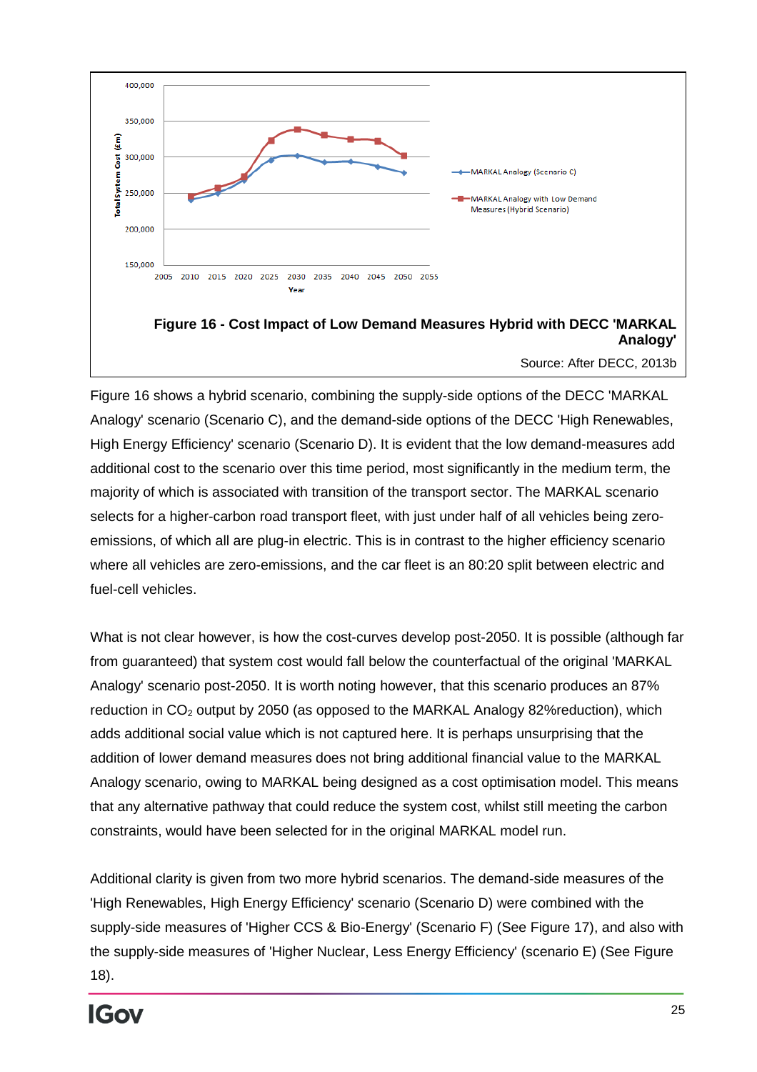**Figure 16 - Cost Impact of Low Demand Measures Hybrid with DECC 'MARKAL Analogy'**

Source: After DECC, 2013b

Figure 16 shows a hybrid scenario, combining the supply-side options of the DECC 'MARKAL Analogy' scenario (Scenario C), and the demand-side options of the DECC 'High Renewables, High Energy Efficiency' scenario (Scenario D). It is evident that the low demand-measures add additional cost to the scenario over this time period, most significantly in the medium term, the majority of which is associated with transition of the transport sector. The MARKAL scenario selects for a higher-carbon road transport fleet, with just under half of all vehicles being zero-emissions, of which all are plug-in electric. This is in contrast to the higher efficiency scenario where all vehicles are zero-emissions, and the car fleet is an 80:20 split between electric and fuel-cell vehicles.

What is not clear however, is how the cost-curves develop post-2050. It is possible (although far from guaranteed) that system cost would fall below the counterfactual of the original 'MARKAL Analogy' scenario post-2050. It is worth noting however, that this scenario produces an 87% reduction in $CO_2$ output by 2050 (as opposed to the MARKAL Analogy 82%reduction), which adds additional social value which is not captured here. It is perhaps unsurprising that the addition of lower demand measures does not bring additional financial value to the MARKAL Analogy scenario, owing to MARKAL being designed as a cost optimisation model. This means that any alternative pathway that could reduce the system cost, whilst still meeting the carbon constraints, would have been selected for in the original MARKAL model run.

Additional clarity is given from two more hybrid scenarios. The demand-side measures of the 'High Renewables, High Energy Efficiency' scenario (Scenario D) were combined with the supply-side measures of 'Higher CCS & Bio-Energy' (Scenario F) (See Figure 17), and also with the supply-side measures of 'Higher Nuclear, Less Energy Efficiency' (scenario E) (See Figure 18).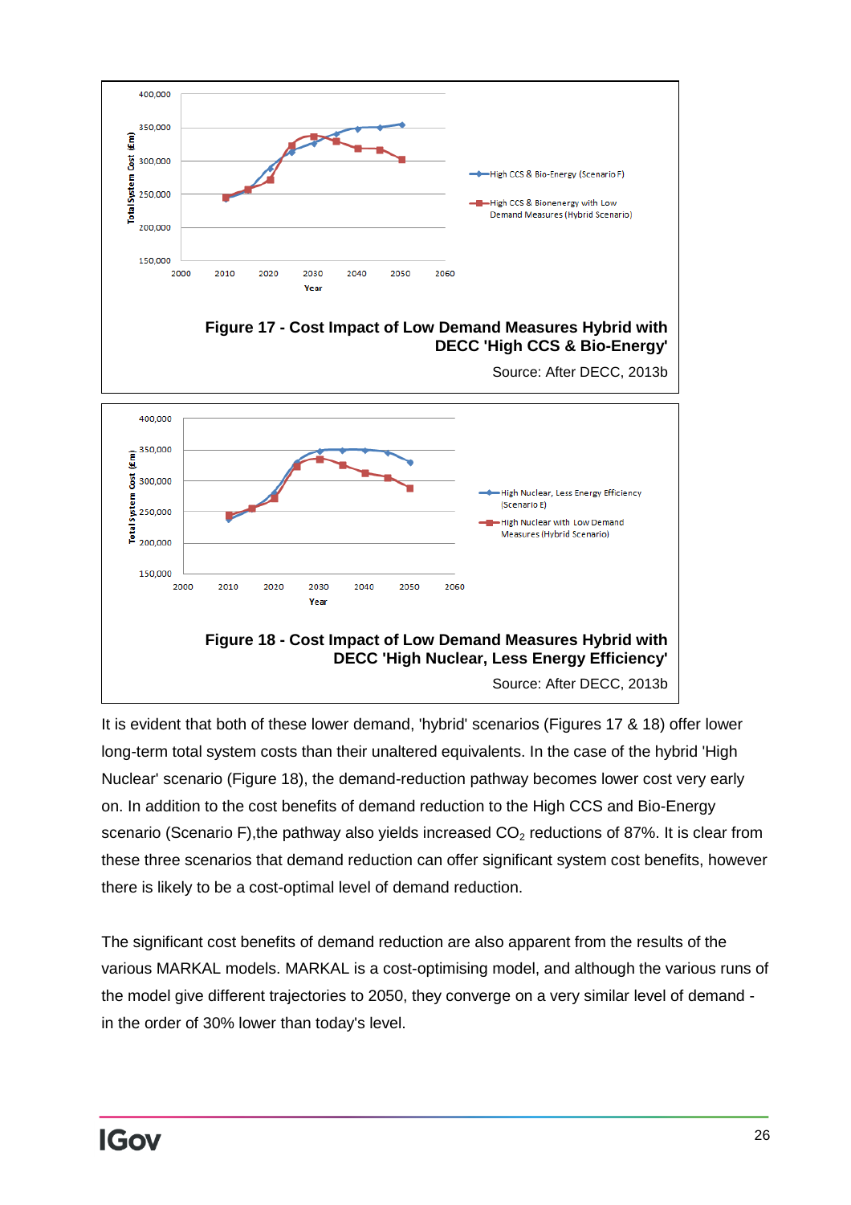**Figure 17 - Cost Impact of Low Demand Measures Hybrid with DECC 'High CCS & Bio-Energy'**

Source: After DECC, 2013b

**Figure 18 - Cost Impact of Low Demand Measures Hybrid with DECC 'High Nuclear, Less Energy Efficiency'**

Source: After DECC, 2013b

It is evident that both of these lower demand, 'hybrid' scenarios (Figures 17 & 18) offer lower long-term total system costs than their unaltered equivalents. In the case of the hybrid 'High Nuclear' scenario (Figure 18), the demand-reduction pathway becomes lower cost very early on. In addition to the cost benefits of demand reduction to the High CCS and Bio-Energy scenario (Scenario F),the pathway also yields increased $CO_2$ reductions of 87%. It is clear from these three scenarios that demand reduction can offer significant system cost benefits, however there is likely to be a cost-optimal level of demand reduction.

The significant cost benefits of demand reduction are also apparent from the results of the various MARKAL models. MARKAL is a cost-optimising model, and although the various runs of the model give different trajectories to 2050, they converge on a very similar level of demand - in the order of 30% lower than today's level.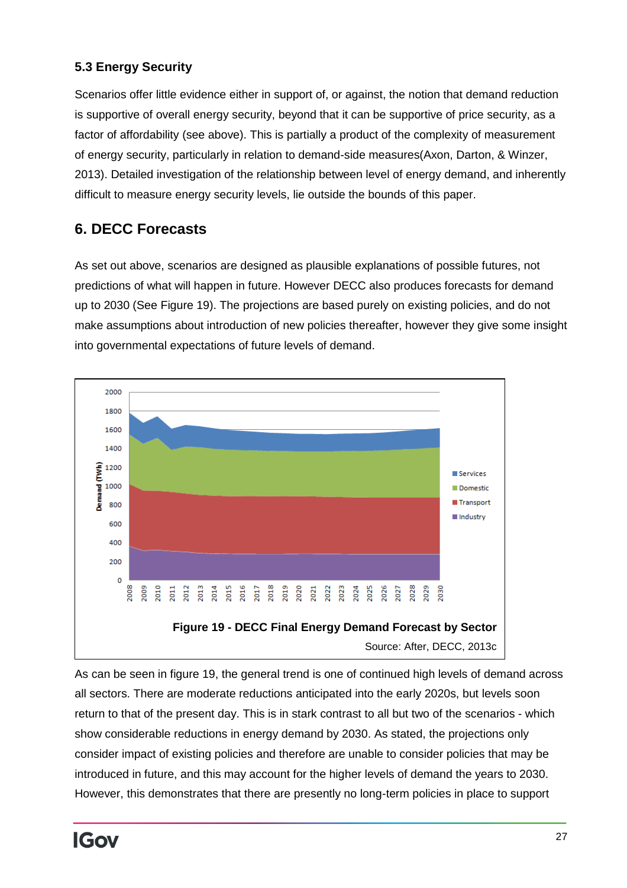### 5.3 Energy Security

Scenarios offer little evidence either in support of, or against, the notion that demand reduction is supportive of overall energy security, beyond that it can be supportive of price security, as a factor of affordability (see above). This is partially a product of the complexity of measurement of energy security, particularly in relation to demand-side measures(Axon, Darton, & Winzer, 2013). Detailed investigation of the relationship between level of energy demand, and inherently difficult to measure energy security levels, lie outside the bounds of this paper.

## 6. DECC Forecasts

As set out above, scenarios are designed as plausible explanations of possible futures, not predictions of what will happen in future. However DECC also produces forecasts for demand up to 2030 (See Figure 19). The projections are based purely on existing policies, and do not make assumptions about introduction of new policies thereafter, however they give some insight into governmental expectations of future levels of demand.

**Figure 19 - DECC Final Energy Demand Forecast by Sector**

Source: After, DECC, 2013c

As can be seen in figure 19, the general trend is one of continued high levels of demand across all sectors. There are moderate reductions anticipated into the early 2020s, but levels soon return to that of the present day. This is in stark contrast to all but two of the scenarios - which show considerable reductions in energy demand by 2030. As stated, the projections only consider impact of existing policies and therefore are unable to consider policies that may be introduced in future, and this may account for the higher levels of demand the years to 2030. However, this demonstrates that there are presently no long-term policies in place to support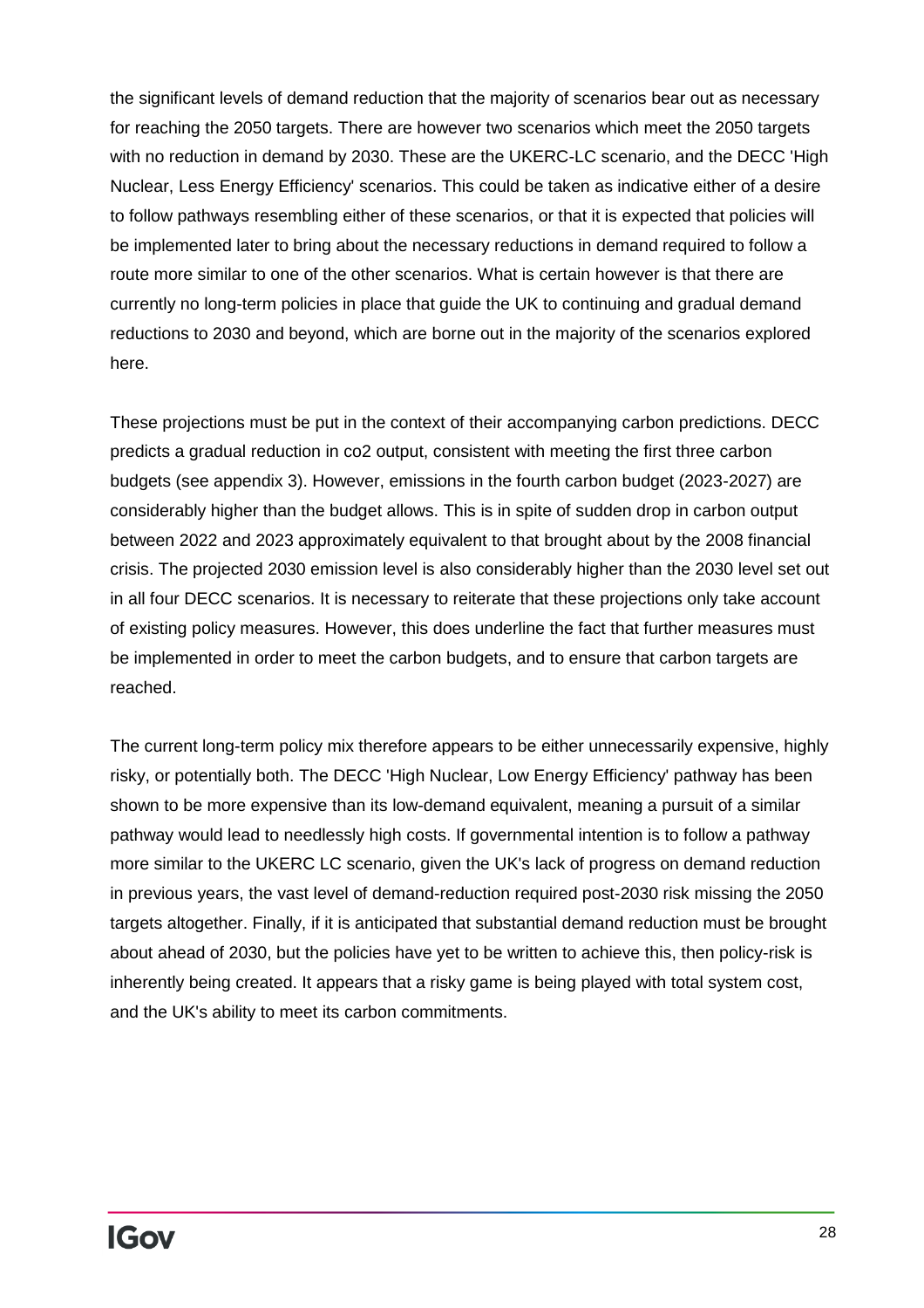the significant levels of demand reduction that the majority of scenarios bear out as necessary for reaching the 2050 targets. There are however two scenarios which meet the 2050 targets with no reduction in demand by 2030. These are the UKERC-LC scenario, and the DECC 'High Nuclear, Less Energy Efficiency' scenarios. This could be taken as indicative either of a desire to follow pathways resembling either of these scenarios, or that it is expected that policies will be implemented later to bring about the necessary reductions in demand required to follow a route more similar to one of the other scenarios. What is certain however is that there are currently no long-term policies in place that guide the UK to continuing and gradual demand reductions to 2030 and beyond, which are borne out in the majority of the scenarios explored here.

These projections must be put in the context of their accompanying carbon predictions. DECC predicts a gradual reduction in co2 output, consistent with meeting the first three carbon budgets (see appendix 3). However, emissions in the fourth carbon budget (2023-2027) are considerably higher than the budget allows. This is in spite of sudden drop in carbon output between 2022 and 2023 approximately equivalent to that brought about by the 2008 financial crisis. The projected 2030 emission level is also considerably higher than the 2030 level set out in all four DECC scenarios. It is necessary to reiterate that these projections only take account of existing policy measures. However, this does underline the fact that further measures must be implemented in order to meet the carbon budgets, and to ensure that carbon targets are reached.

The current long-term policy mix therefore appears to be either unnecessarily expensive, highly risky, or potentially both. The DECC 'High Nuclear, Low Energy Efficiency' pathway has been shown to be more expensive than its low-demand equivalent, meaning a pursuit of a similar pathway would lead to needlessly high costs. If governmental intention is to follow a pathway more similar to the UKERC LC scenario, given the UK's lack of progress on demand reduction in previous years, the vast level of demand-reduction required post-2030 risk missing the 2050 targets altogether. Finally, if it is anticipated that substantial demand reduction must be brought about ahead of 2030, but the policies have yet to be written to achieve this, then policy-risk is inherently being created. It appears that a risky game is being played with total system cost, and the UK's ability to meet its carbon commitments.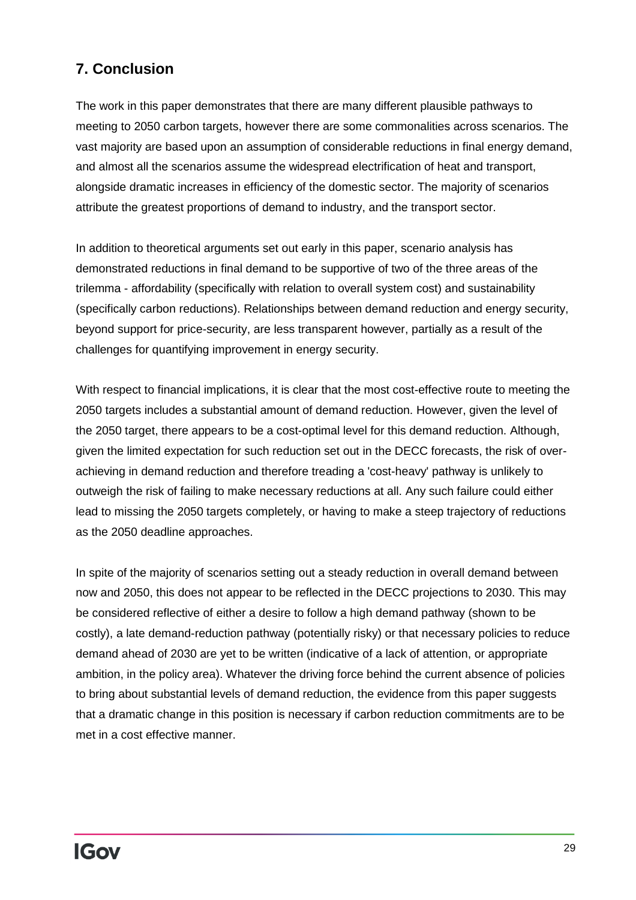## 7. Conclusion

The work in this paper demonstrates that there are many different plausible pathways to meeting to 2050 carbon targets, however there are some commonalities across scenarios. The vast majority are based upon an assumption of considerable reductions in final energy demand, and almost all the scenarios assume the widespread electrification of heat and transport, alongside dramatic increases in efficiency of the domestic sector. The majority of scenarios attribute the greatest proportions of demand to industry, and the transport sector.

In addition to theoretical arguments set out early in this paper, scenario analysis has demonstrated reductions in final demand to be supportive of two of the three areas of the trilemma - affordability (specifically with relation to overall system cost) and sustainability (specifically carbon reductions). Relationships between demand reduction and energy security, beyond support for price-security, are less transparent however, partially as a result of the challenges for quantifying improvement in energy security.

With respect to financial implications, it is clear that the most cost-effective route to meeting the 2050 targets includes a substantial amount of demand reduction. However, given the level of the 2050 target, there appears to be a cost-optimal level for this demand reduction. Although, given the limited expectation for such reduction set out in the DECC forecasts, the risk of over-achieving in demand reduction and therefore treading a 'cost-heavy' pathway is unlikely to outweigh the risk of failing to make necessary reductions at all. Any such failure could either lead to missing the 2050 targets completely, or having to make a steep trajectory of reductions as the 2050 deadline approaches.

In spite of the majority of scenarios setting out a steady reduction in overall demand between now and 2050, this does not appear to be reflected in the DECC projections to 2030. This may be considered reflective of either a desire to follow a high demand pathway (shown to be costly), a late demand-reduction pathway (potentially risky) or that necessary policies to reduce demand ahead of 2030 are yet to be written (indicative of a lack of attention, or appropriate ambition, in the policy area). Whatever the driving force behind the current absence of policies to bring about substantial levels of demand reduction, the evidence from this paper suggests that a dramatic change in this position is necessary if carbon reduction commitments are to be met in a cost effective manner.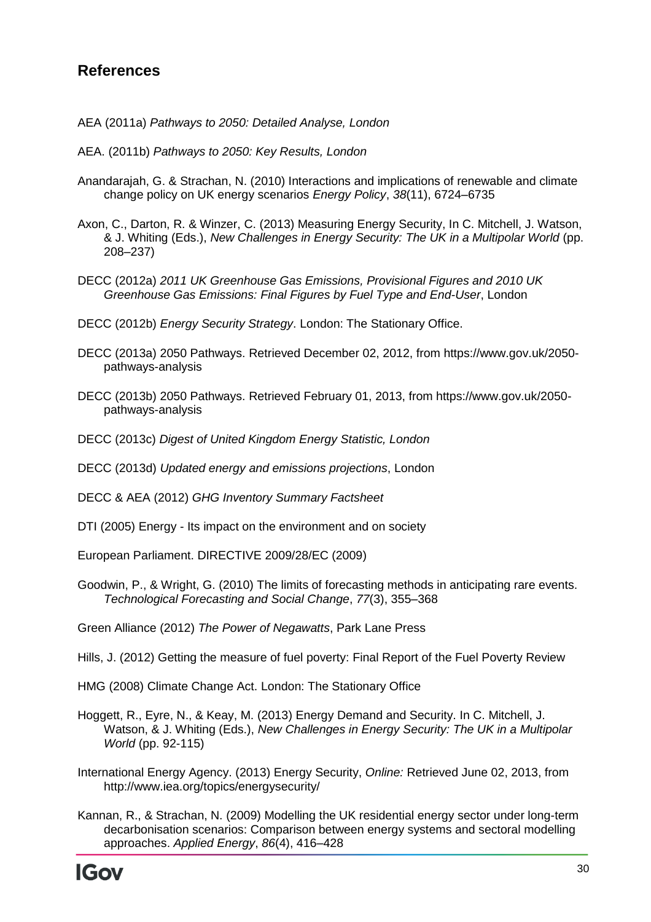## References

AEA (2011a) *Pathways to 2050: Detailed Analyse, London*

AEA. (2011b) *Pathways to 2050: Key Results, London*

Anandarajah, G. & Strachan, N. (2010) Interactions and implications of renewable and climate change policy on UK energy scenarios *Energy Policy*, *38*(11), 6724–6735

Axon, C., Darton, R. & Winzer, C. (2013) Measuring Energy Security, In C. Mitchell, J. Watson, & J. Whiting (Eds.), *New Challenges in Energy Security: The UK in a Multipolar World* (pp. 208–237)

DECC (2012a) *2011 UK Greenhouse Gas Emissions, Provisional Figures and 2010 UK Greenhouse Gas Emissions: Final Figures by Fuel Type and End-User*, London

DECC (2012b) *Energy Security Strategy*. London: The Stationary Office.

DECC (2013a) 2050 Pathways. Retrieved December 02, 2012, from https://www.gov.uk/2050-pathways-analysis

DECC (2013b) 2050 Pathways. Retrieved February 01, 2013, from https://www.gov.uk/2050-pathways-analysis

DECC (2013c) *Digest of United Kingdom Energy Statistic, London*

DECC (2013d) *Updated energy and emissions projections*, London

DECC & AEA (2012) *GHG Inventory Summary Factsheet*

DTI (2005) Energy - Its impact on the environment and on society

European Parliament. DIRECTIVE 2009/28/EC (2009)

Goodwin, P., & Wright, G. (2010) The limits of forecasting methods in anticipating rare events. *Technological Forecasting and Social Change*, *77*(3), 355–368

Green Alliance (2012) *The Power of Negawatts*, Park Lane Press

Hills, J. (2012) Getting the measure of fuel poverty: Final Report of the Fuel Poverty Review

HMG (2008) Climate Change Act. London: The Stationary Office

Hoggett, R., Eyre, N., & Keay, M. (2013) Energy Demand and Security. In C. Mitchell, J. Watson, & J. Whiting (Eds.), *New Challenges in Energy Security: The UK in a Multipolar World* (pp. 92-115)

International Energy Agency. (2013) Energy Security, *Online:* Retrieved June 02, 2013, from http://www.iea.org/topics/energysecurity/

Kannan, R., & Strachan, N. (2009) Modelling the UK residential energy sector under long-term decarbonisation scenarios: Comparison between energy systems and sectoral modelling approaches. *Applied Energy*, *86*(4), 416–428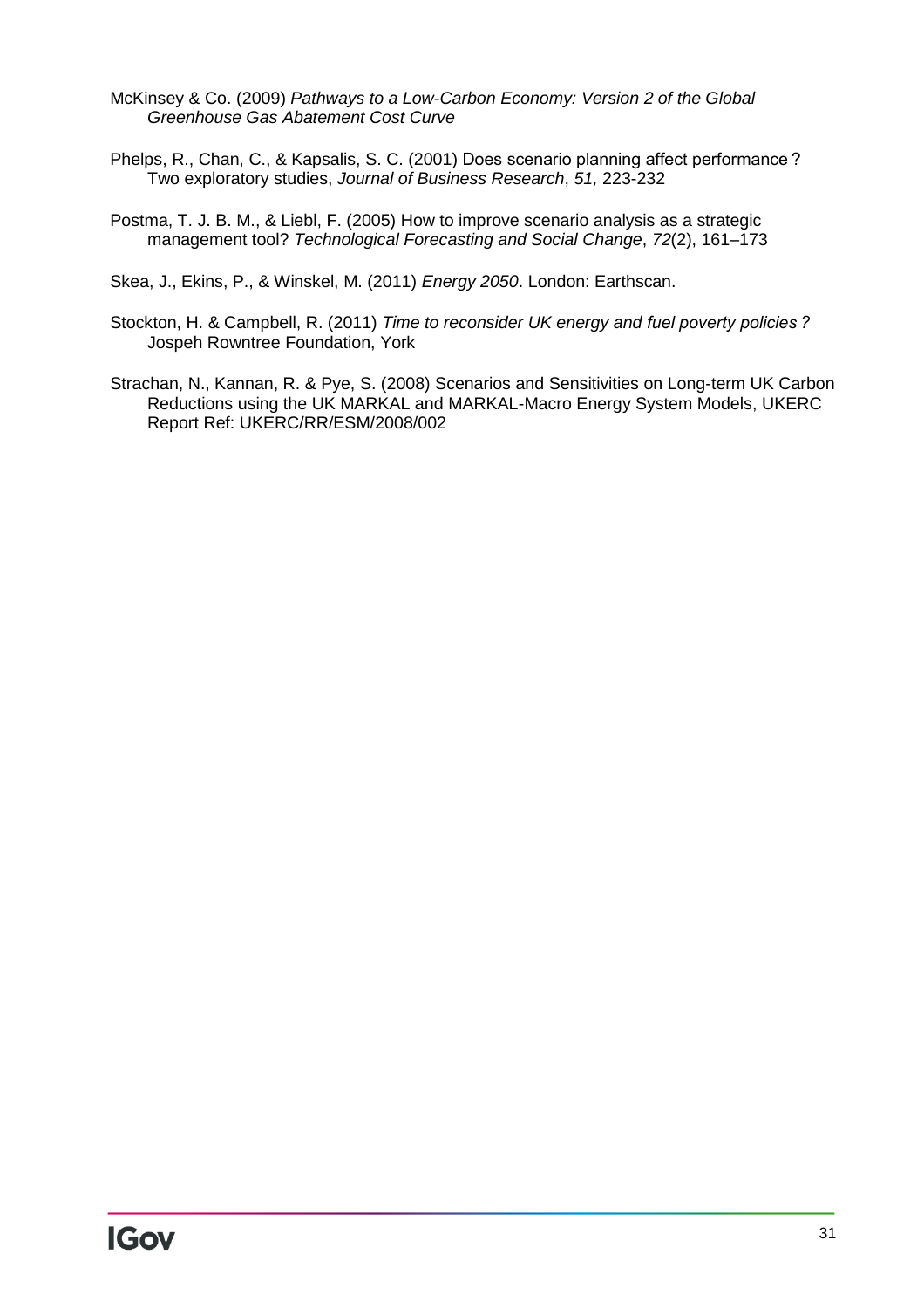McKinsey & Co. (2009) *Pathways to a Low-Carbon Economy: Version 2 of the Global Greenhouse Gas Abatement Cost Curve*

Phelps, R., Chan, C., & Kapsalis, S. C. (2001) Does scenario planning affect performance? Two exploratory studies, *Journal of Business Research*, *51,* 223-232

Postma, T. J. B. M., & Liebl, F. (2005) How to improve scenario analysis as a strategic management tool? *Technological Forecasting and Social Change*, *72*(2), 161–173

Skea, J., Ekins, P., & Winskel, M. (2011) *Energy 2050*. London: Earthscan.

Stockton, H. & Campbell, R. (2011) *Time to reconsider UK energy and fuel poverty policies?* Jospeh Rowntree Foundation, York

Strachan, N., Kannan, R. & Pye, S. (2008) Scenarios and Sensitivities on Long-term UK Carbon Reductions using the UK MARKAL and MARKAL-Macro Energy System Models, UKERC Report Ref: UKERC/RR/ESM/2008/002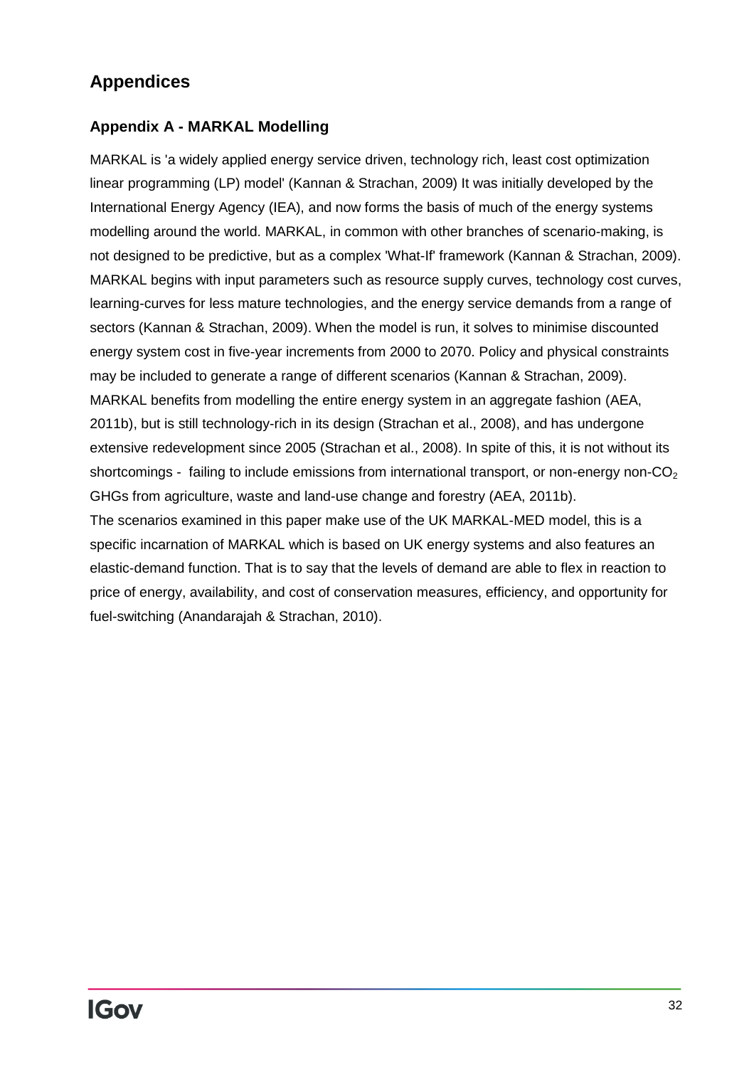## Appendices

### Appendix A - MARKAL Modelling

MARKAL is 'a widely applied energy service driven, technology rich, least cost optimization linear programming (LP) model' (Kannan & Strachan, 2009) It was initially developed by the International Energy Agency (IEA), and now forms the basis of much of the energy systems modelling around the world. MARKAL, in common with other branches of scenario-making, is not designed to be predictive, but as a complex 'What-If' framework (Kannan & Strachan, 2009). MARKAL begins with input parameters such as resource supply curves, technology cost curves, learning-curves for less mature technologies, and the energy service demands from a range of sectors (Kannan & Strachan, 2009). When the model is run, it solves to minimise discounted energy system cost in five-year increments from 2000 to 2070. Policy and physical constraints may be included to generate a range of different scenarios (Kannan & Strachan, 2009). MARKAL benefits from modelling the entire energy system in an aggregate fashion (AEA, 2011b), but is still technology-rich in its design (Strachan et al., 2008), and has undergone extensive redevelopment since 2005 (Strachan et al., 2008). In spite of this, it is not without its shortcomings - failing to include emissions from international transport, or non-energy non-$CO_2$ GHGs from agriculture, waste and land-use change and forestry (AEA, 2011b).

The scenarios examined in this paper make use of the UK MARKAL-MED model, this is a specific incarnation of MARKAL which is based on UK energy systems and also features an elastic-demand function. That is to say that the levels of demand are able to flex in reaction to price of energy, availability, and cost of conservation measures, efficiency, and opportunity for fuel-switching (Anandarajah & Strachan, 2010).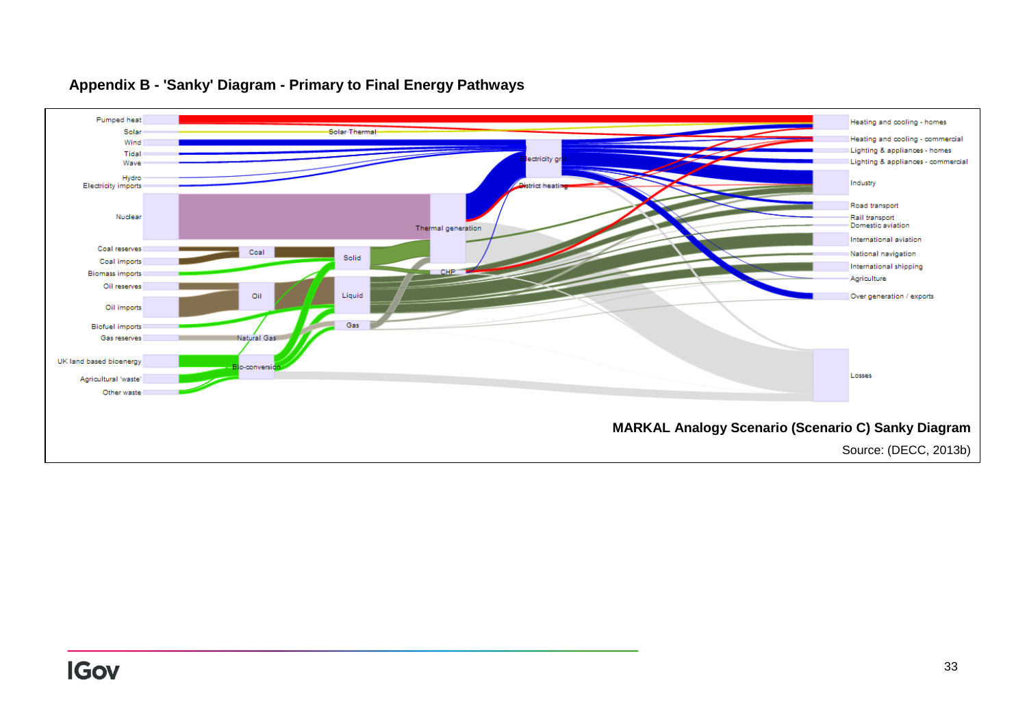## Appendix B - 'Sanky' Diagram - Primary to Final Energy Pathways

Pumped heat
Solar
Wind
Tidal
Wave
Hydro
Electricity imports
Nuclear
Coal reserves
Coal imports
Biomass imports
Oil reserves
Oil imports
Biofuel imports
Gas reserves
UK land based bioenergy
Agricultural 'waste'
Other waste

Solar Thermal
Coal
Oil
Natural Gas
Bio-conversion
Solid
Liquid
Gas
Thermal generation
CHP
Electricity grid
District heating

Heating and cooling - homes
Heating and cooling - commercial
Lighting & appliances - homes
Lighting & appliances - commercial
Industry
Road transport
Rail transport
Domestic aviation
International aviation
National navigation
International shipping
Agriculture
Over generation / exports
Losses

**MARKAL Analogy Scenario (Scenario C) Sanky Diagram**

Source: (DECC, 2013b)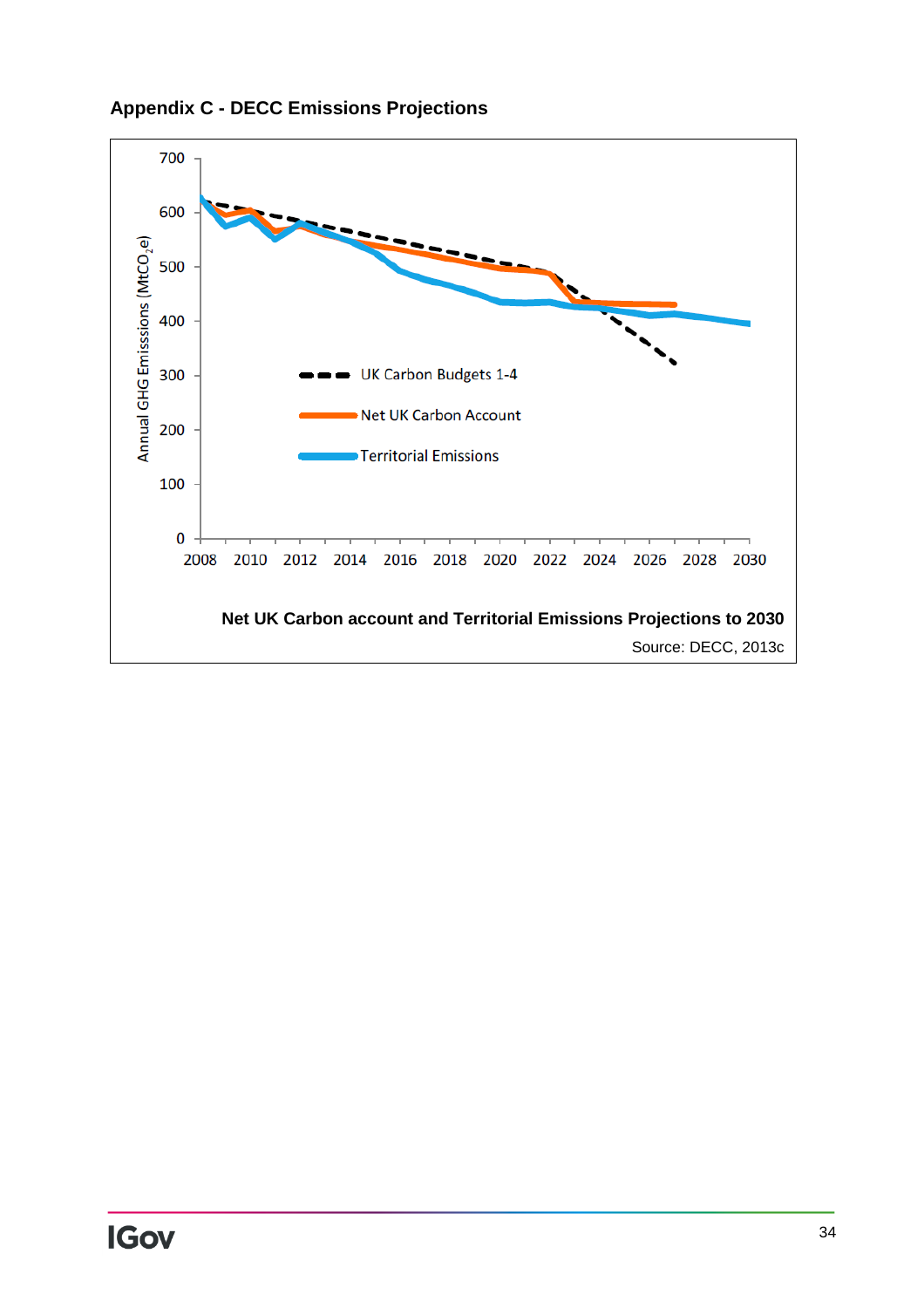## Appendix C - DECC Emissions Projections

Annual GHG Emissions ($MtCO_2e$)

700
600
500
400
300
200
100
0

2008 2010 2012 2014 2016 2018 2020 2022 2024 2026 2028 2030

UK Carbon Budgets 1-4

Net UK Carbon Account

Territorial Emissions

**Net UK Carbon account and Territorial Emissions Projections to 2030**

Source: DECC, 2013c